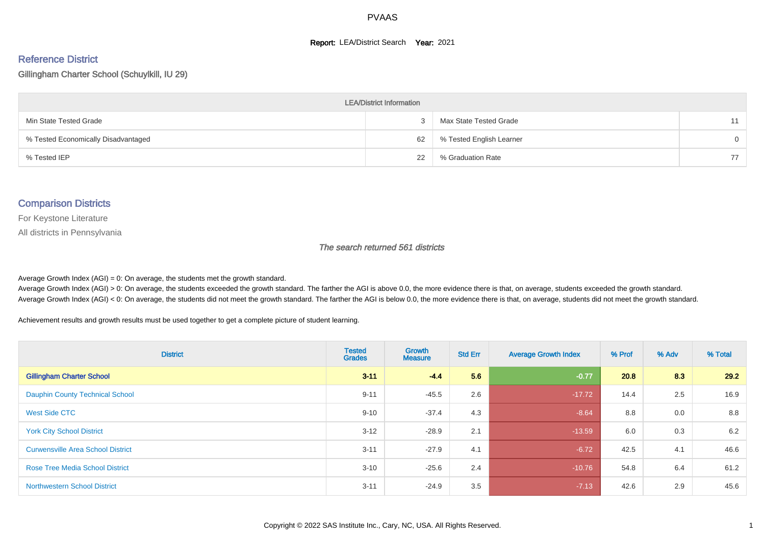PVAAS

**Report:** LEA/District Search **Year:** 2021

## Reference District

Gillingham Charter School (Schuylkill, IU 29)

| LEA/District Information | | | |
|---|---|---|---|
| Min State Tested Grade | 3 | Max State Tested Grade | 11 |
| % Tested Economically Disadvantaged | 62 | % Tested English Learner | 0 |
| % Tested IEP | 22 | % Graduation Rate | 77 |

## Comparison Districts

For Keystone Literature

All districts in Pennsylvania

*The search returned 561 districts*

Average Growth Index (AGI) = 0: On average, the students met the growth standard.

Average Growth Index (AGI) > 0: On average, the students exceeded the growth standard. The farther the AGI is above 0.0, the more evidence there is that, on average, students exceeded the growth standard.

Average Growth Index (AGI) < 0: On average, the students did not meet the growth standard. The farther the AGI is below 0.0, the more evidence there is that, on average, students did not meet the growth standard.

Achievement results and growth results must be used together to get a complete picture of student learning.

| District | Tested Grades | Growth Measure | Std Err | Average Growth Index | % Prof | % Adv | % Total |
|---|---|---|---|---|---|---|---|
| **Gillingham Charter School** | **3-11** | **-4.4** | **5.6** | **-0.77** | **20.8** | **8.3** | **29.2** |
| Dauphin County Technical School | 9-11 | -45.5 | 2.6 | -17.72 | 14.4 | 2.5 | 16.9 |
| West Side CTC | 9-10 | -37.4 | 4.3 | -8.64 | 8.8 | 0.0 | 8.8 |
| York City School District | 3-12 | -28.9 | 2.1 | -13.59 | 6.0 | 0.3 | 6.2 |
| Curwensville Area School District | 3-11 | -27.9 | 4.1 | -6.72 | 42.5 | 4.1 | 46.6 |
| Rose Tree Media School District | 3-10 | -25.6 | 2.4 | -10.76 | 54.8 | 6.4 | 61.2 |
| Northwestern School District | 3-11 | -24.9 | 3.5 | -7.13 | 42.6 | 2.9 | 45.6 |

Copyright © 2022 SAS Institute Inc., Cary, NC, USA. All Rights Reserved.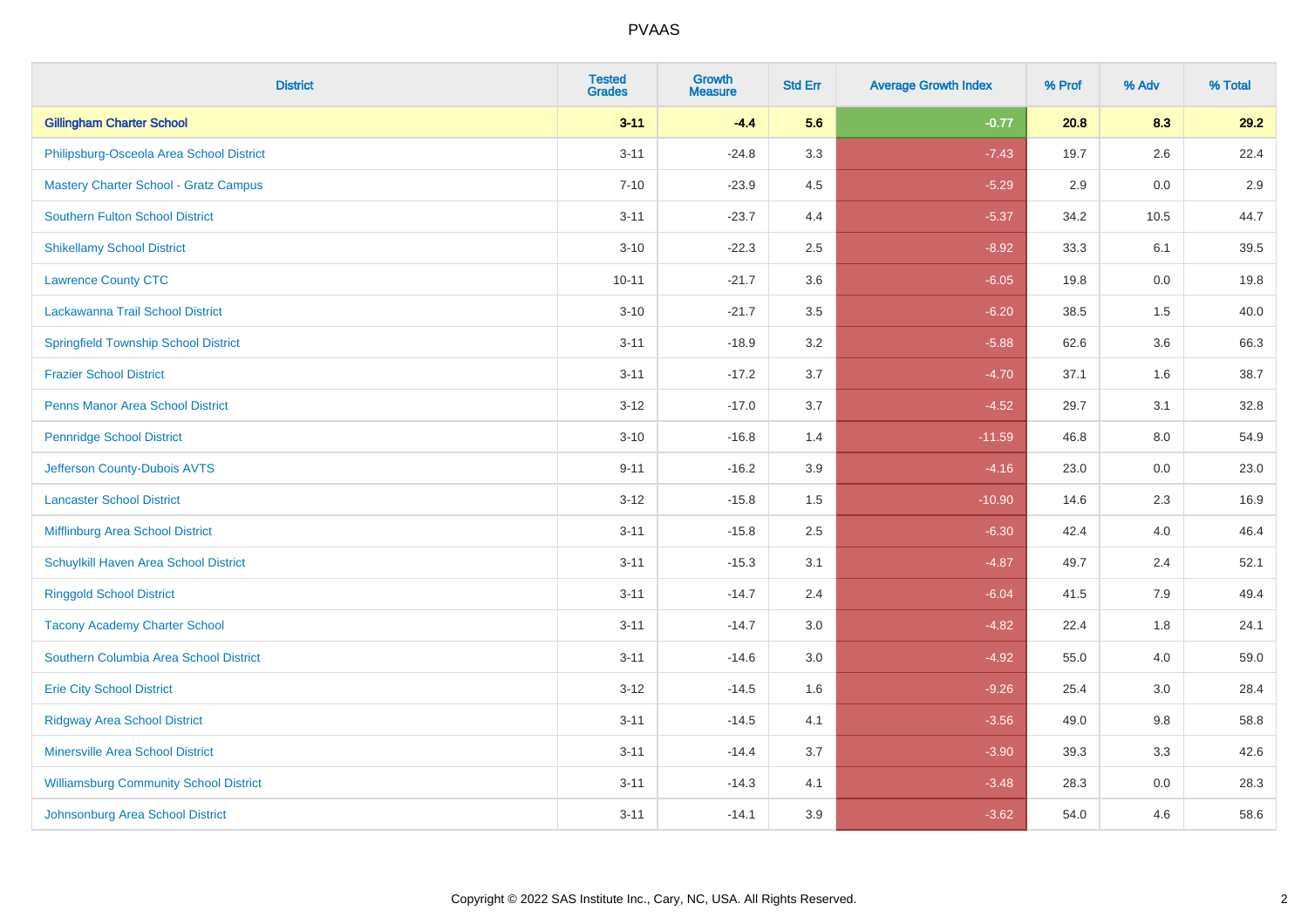| District | Tested Grades | Growth Measure | Std Err | Average Growth Index | % Prof | % Adv | % Total |
|---|---|---|---|---|---|---|---|
| **Gillingham Charter School** | **3-11** | **-4.4** | **5.6** | **-0.77** | **20.8** | **8.3** | **29.2** |
| Philipsburg-Osceola Area School District | 3-11 | -24.8 | 3.3 | -7.43 | 19.7 | 2.6 | 22.4 |
| Mastery Charter School - Gratz Campus | 7-10 | -23.9 | 4.5 | -5.29 | 2.9 | 0.0 | 2.9 |
| Southern Fulton School District | 3-11 | -23.7 | 4.4 | -5.37 | 34.2 | 10.5 | 44.7 |
| Shikellamy School District | 3-10 | -22.3 | 2.5 | -8.92 | 33.3 | 6.1 | 39.5 |
| Lawrence County CTC | 10-11 | -21.7 | 3.6 | -6.05 | 19.8 | 0.0 | 19.8 |
| Lackawanna Trail School District | 3-10 | -21.7 | 3.5 | -6.20 | 38.5 | 1.5 | 40.0 |
| Springfield Township School District | 3-11 | -18.9 | 3.2 | -5.88 | 62.6 | 3.6 | 66.3 |
| Frazier School District | 3-11 | -17.2 | 3.7 | -4.70 | 37.1 | 1.6 | 38.7 |
| Penns Manor Area School District | 3-12 | -17.0 | 3.7 | -4.52 | 29.7 | 3.1 | 32.8 |
| Pennridge School District | 3-10 | -16.8 | 1.4 | -11.59 | 46.8 | 8.0 | 54.9 |
| Jefferson County-Dubois AVTS | 9-11 | -16.2 | 3.9 | -4.16 | 23.0 | 0.0 | 23.0 |
| Lancaster School District | 3-12 | -15.8 | 1.5 | -10.90 | 14.6 | 2.3 | 16.9 |
| Mifflinburg Area School District | 3-11 | -15.8 | 2.5 | -6.30 | 42.4 | 4.0 | 46.4 |
| Schuylkill Haven Area School District | 3-11 | -15.3 | 3.1 | -4.87 | 49.7 | 2.4 | 52.1 |
| Ringgold School District | 3-11 | -14.7 | 2.4 | -6.04 | 41.5 | 7.9 | 49.4 |
| Tacony Academy Charter School | 3-11 | -14.7 | 3.0 | -4.82 | 22.4 | 1.8 | 24.1 |
| Southern Columbia Area School District | 3-11 | -14.6 | 3.0 | -4.92 | 55.0 | 4.0 | 59.0 |
| Erie City School District | 3-12 | -14.5 | 1.6 | -9.26 | 25.4 | 3.0 | 28.4 |
| Ridgway Area School District | 3-11 | -14.5 | 4.1 | -3.56 | 49.0 | 9.8 | 58.8 |
| Minersville Area School District | 3-11 | -14.4 | 3.7 | -3.90 | 39.3 | 3.3 | 42.6 |
| Williamsburg Community School District | 3-11 | -14.3 | 4.1 | -3.48 | 28.3 | 0.0 | 28.3 |
| Johnsonburg Area School District | 3-11 | -14.1 | 3.9 | -3.62 | 54.0 | 4.6 | 58.6 |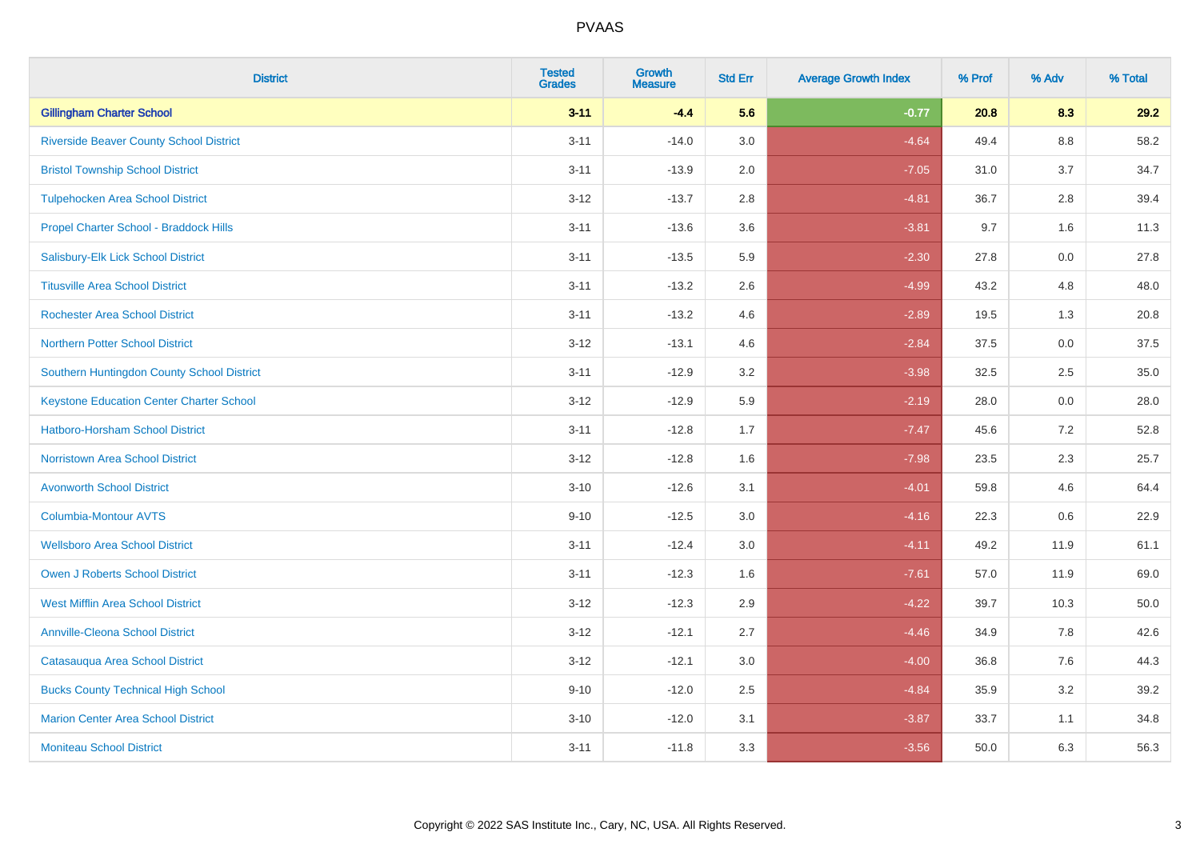# PVAAS

| District | Tested Grades | Growth Measure | Std Err | Average Growth Index | % Prof | % Adv | % Total |
|---|---|---|---|---|---|---|---|
| **Gillingham Charter School** | **3-11** | **-4.4** | **5.6** | **-0.77** | **20.8** | **8.3** | **29.2** |
| Riverside Beaver County School District | 3-11 | -14.0 | 3.0 | -4.64 | 49.4 | 8.8 | 58.2 |
| Bristol Township School District | 3-11 | -13.9 | 2.0 | -7.05 | 31.0 | 3.7 | 34.7 |
| Tulpehocken Area School District | 3-12 | -13.7 | 2.8 | -4.81 | 36.7 | 2.8 | 39.4 |
| Propel Charter School - Braddock Hills | 3-11 | -13.6 | 3.6 | -3.81 | 9.7 | 1.6 | 11.3 |
| Salisbury-Elk Lick School District | 3-11 | -13.5 | 5.9 | -2.30 | 27.8 | 0.0 | 27.8 |
| Titusville Area School District | 3-11 | -13.2 | 2.6 | -4.99 | 43.2 | 4.8 | 48.0 |
| Rochester Area School District | 3-11 | -13.2 | 4.6 | -2.89 | 19.5 | 1.3 | 20.8 |
| Northern Potter School District | 3-12 | -13.1 | 4.6 | -2.84 | 37.5 | 0.0 | 37.5 |
| Southern Huntingdon County School District | 3-11 | -12.9 | 3.2 | -3.98 | 32.5 | 2.5 | 35.0 |
| Keystone Education Center Charter School | 3-12 | -12.9 | 5.9 | -2.19 | 28.0 | 0.0 | 28.0 |
| Hatboro-Horsham School District | 3-11 | -12.8 | 1.7 | -7.47 | 45.6 | 7.2 | 52.8 |
| Norristown Area School District | 3-12 | -12.8 | 1.6 | -7.98 | 23.5 | 2.3 | 25.7 |
| Avonworth School District | 3-10 | -12.6 | 3.1 | -4.01 | 59.8 | 4.6 | 64.4 |
| Columbia-Montour AVTS | 9-10 | -12.5 | 3.0 | -4.16 | 22.3 | 0.6 | 22.9 |
| Wellsboro Area School District | 3-11 | -12.4 | 3.0 | -4.11 | 49.2 | 11.9 | 61.1 |
| Owen J Roberts School District | 3-11 | -12.3 | 1.6 | -7.61 | 57.0 | 11.9 | 69.0 |
| West Mifflin Area School District | 3-12 | -12.3 | 2.9 | -4.22 | 39.7 | 10.3 | 50.0 |
| Annville-Cleona School District | 3-12 | -12.1 | 2.7 | -4.46 | 34.9 | 7.8 | 42.6 |
| Catasauqua Area School District | 3-12 | -12.1 | 3.0 | -4.00 | 36.8 | 7.6 | 44.3 |
| Bucks County Technical High School | 9-10 | -12.0 | 2.5 | -4.84 | 35.9 | 3.2 | 39.2 |
| Marion Center Area School District | 3-10 | -12.0 | 3.1 | -3.87 | 33.7 | 1.1 | 34.8 |
| Moniteau School District | 3-11 | -11.8 | 3.3 | -3.56 | 50.0 | 6.3 | 56.3 |

Copyright © 2022 SAS Institute Inc., Cary, NC, USA. All Rights Reserved.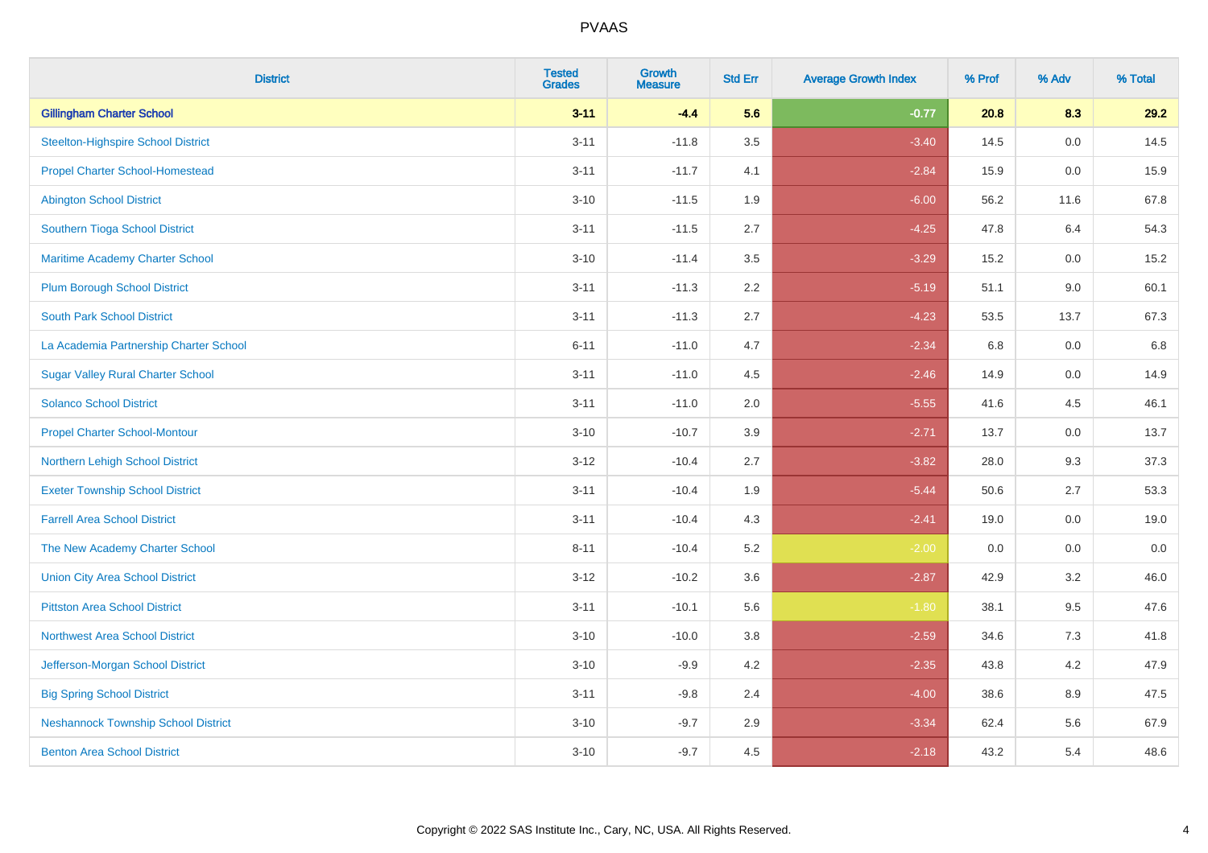| District | Tested Grades | Growth Measure | Std Err | Average Growth Index | % Prof | % Adv | % Total |
|---|---|---|---|---|---|---|---|
| **Gillingham Charter School** | **3-11** | **-4.4** | **5.6** | **-0.77** | **20.8** | **8.3** | **29.2** |
| Steelton-Highspire School District | 3-11 | -11.8 | 3.5 | -3.40 | 14.5 | 0.0 | 14.5 |
| Propel Charter School-Homestead | 3-11 | -11.7 | 4.1 | -2.84 | 15.9 | 0.0 | 15.9 |
| Abington School District | 3-10 | -11.5 | 1.9 | -6.00 | 56.2 | 11.6 | 67.8 |
| Southern Tioga School District | 3-11 | -11.5 | 2.7 | -4.25 | 47.8 | 6.4 | 54.3 |
| Maritime Academy Charter School | 3-10 | -11.4 | 3.5 | -3.29 | 15.2 | 0.0 | 15.2 |
| Plum Borough School District | 3-11 | -11.3 | 2.2 | -5.19 | 51.1 | 9.0 | 60.1 |
| South Park School District | 3-11 | -11.3 | 2.7 | -4.23 | 53.5 | 13.7 | 67.3 |
| La Academia Partnership Charter School | 6-11 | -11.0 | 4.7 | -2.34 | 6.8 | 0.0 | 6.8 |
| Sugar Valley Rural Charter School | 3-11 | -11.0 | 4.5 | -2.46 | 14.9 | 0.0 | 14.9 |
| Solanco School District | 3-11 | -11.0 | 2.0 | -5.55 | 41.6 | 4.5 | 46.1 |
| Propel Charter School-Montour | 3-10 | -10.7 | 3.9 | -2.71 | 13.7 | 0.0 | 13.7 |
| Northern Lehigh School District | 3-12 | -10.4 | 2.7 | -3.82 | 28.0 | 9.3 | 37.3 |
| Exeter Township School District | 3-11 | -10.4 | 1.9 | -5.44 | 50.6 | 2.7 | 53.3 |
| Farrell Area School District | 3-11 | -10.4 | 4.3 | -2.41 | 19.0 | 0.0 | 19.0 |
| The New Academy Charter School | 8-11 | -10.4 | 5.2 | -2.00 | 0.0 | 0.0 | 0.0 |
| Union City Area School District | 3-12 | -10.2 | 3.6 | -2.87 | 42.9 | 3.2 | 46.0 |
| Pittston Area School District | 3-11 | -10.1 | 5.6 | -1.80 | 38.1 | 9.5 | 47.6 |
| Northwest Area School District | 3-10 | -10.0 | 3.8 | -2.59 | 34.6 | 7.3 | 41.8 |
| Jefferson-Morgan School District | 3-10 | -9.9 | 4.2 | -2.35 | 43.8 | 4.2 | 47.9 |
| Big Spring School District | 3-11 | -9.8 | 2.4 | -4.00 | 38.6 | 8.9 | 47.5 |
| Neshannock Township School District | 3-10 | -9.7 | 2.9 | -3.34 | 62.4 | 5.6 | 67.9 |
| Benton Area School District | 3-10 | -9.7 | 4.5 | -2.18 | 43.2 | 5.4 | 48.6 |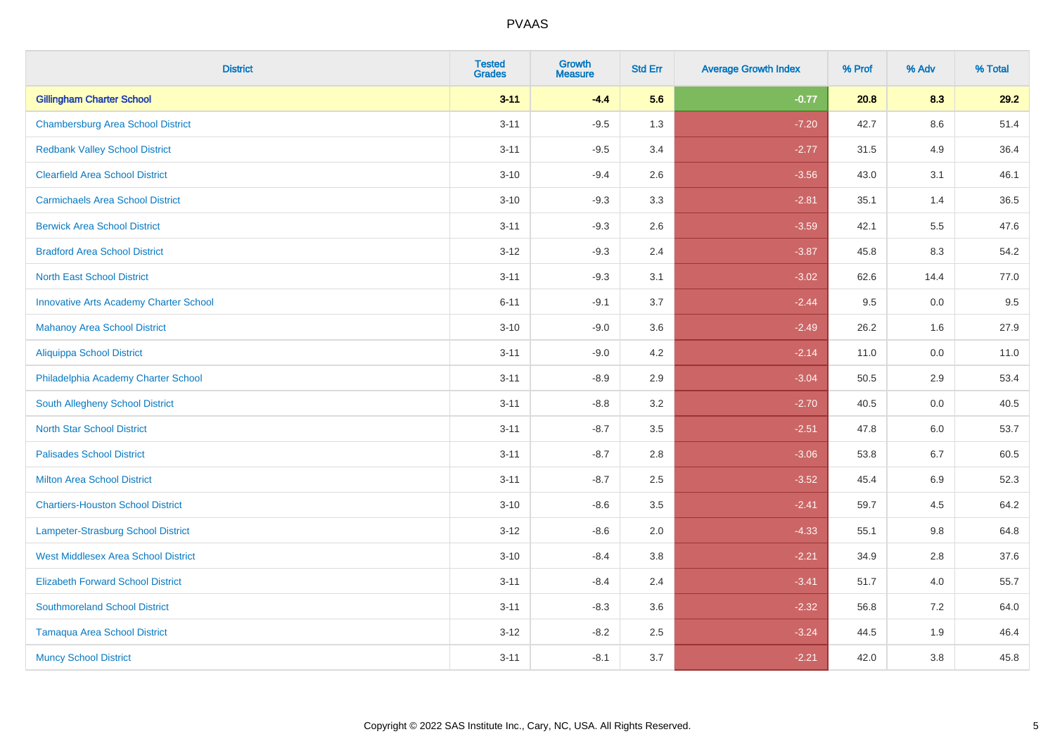# PVAAS

| District | Tested Grades | Growth Measure | Std Err | Average Growth Index | % Prof | % Adv | % Total |
|---|---|---|---|---|---|---|---|
| **Gillingham Charter School** | **3-11** | **-4.4** | **5.6** | **-0.77** | **20.8** | **8.3** | **29.2** |
| Chambersburg Area School District | 3-11 | -9.5 | 1.3 | -7.20 | 42.7 | 8.6 | 51.4 |
| Redbank Valley School District | 3-11 | -9.5 | 3.4 | -2.77 | 31.5 | 4.9 | 36.4 |
| Clearfield Area School District | 3-10 | -9.4 | 2.6 | -3.56 | 43.0 | 3.1 | 46.1 |
| Carmichaels Area School District | 3-10 | -9.3 | 3.3 | -2.81 | 35.1 | 1.4 | 36.5 |
| Berwick Area School District | 3-11 | -9.3 | 2.6 | -3.59 | 42.1 | 5.5 | 47.6 |
| Bradford Area School District | 3-12 | -9.3 | 2.4 | -3.87 | 45.8 | 8.3 | 54.2 |
| North East School District | 3-11 | -9.3 | 3.1 | -3.02 | 62.6 | 14.4 | 77.0 |
| Innovative Arts Academy Charter School | 6-11 | -9.1 | 3.7 | -2.44 | 9.5 | 0.0 | 9.5 |
| Mahanoy Area School District | 3-10 | -9.0 | 3.6 | -2.49 | 26.2 | 1.6 | 27.9 |
| Aliquippa School District | 3-11 | -9.0 | 4.2 | -2.14 | 11.0 | 0.0 | 11.0 |
| Philadelphia Academy Charter School | 3-11 | -8.9 | 2.9 | -3.04 | 50.5 | 2.9 | 53.4 |
| South Allegheny School District | 3-11 | -8.8 | 3.2 | -2.70 | 40.5 | 0.0 | 40.5 |
| North Star School District | 3-11 | -8.7 | 3.5 | -2.51 | 47.8 | 6.0 | 53.7 |
| Palisades School District | 3-11 | -8.7 | 2.8 | -3.06 | 53.8 | 6.7 | 60.5 |
| Milton Area School District | 3-11 | -8.7 | 2.5 | -3.52 | 45.4 | 6.9 | 52.3 |
| Chartiers-Houston School District | 3-10 | -8.6 | 3.5 | -2.41 | 59.7 | 4.5 | 64.2 |
| Lampeter-Strasburg School District | 3-12 | -8.6 | 2.0 | -4.33 | 55.1 | 9.8 | 64.8 |
| West Middlesex Area School District | 3-10 | -8.4 | 3.8 | -2.21 | 34.9 | 2.8 | 37.6 |
| Elizabeth Forward School District | 3-11 | -8.4 | 2.4 | -3.41 | 51.7 | 4.0 | 55.7 |
| Southmoreland School District | 3-11 | -8.3 | 3.6 | -2.32 | 56.8 | 7.2 | 64.0 |
| Tamaqua Area School District | 3-12 | -8.2 | 2.5 | -3.24 | 44.5 | 1.9 | 46.4 |
| Muncy School District | 3-11 | -8.1 | 3.7 | -2.21 | 42.0 | 3.8 | 45.8 |

Copyright © 2022 SAS Institute Inc., Cary, NC, USA. All Rights Reserved.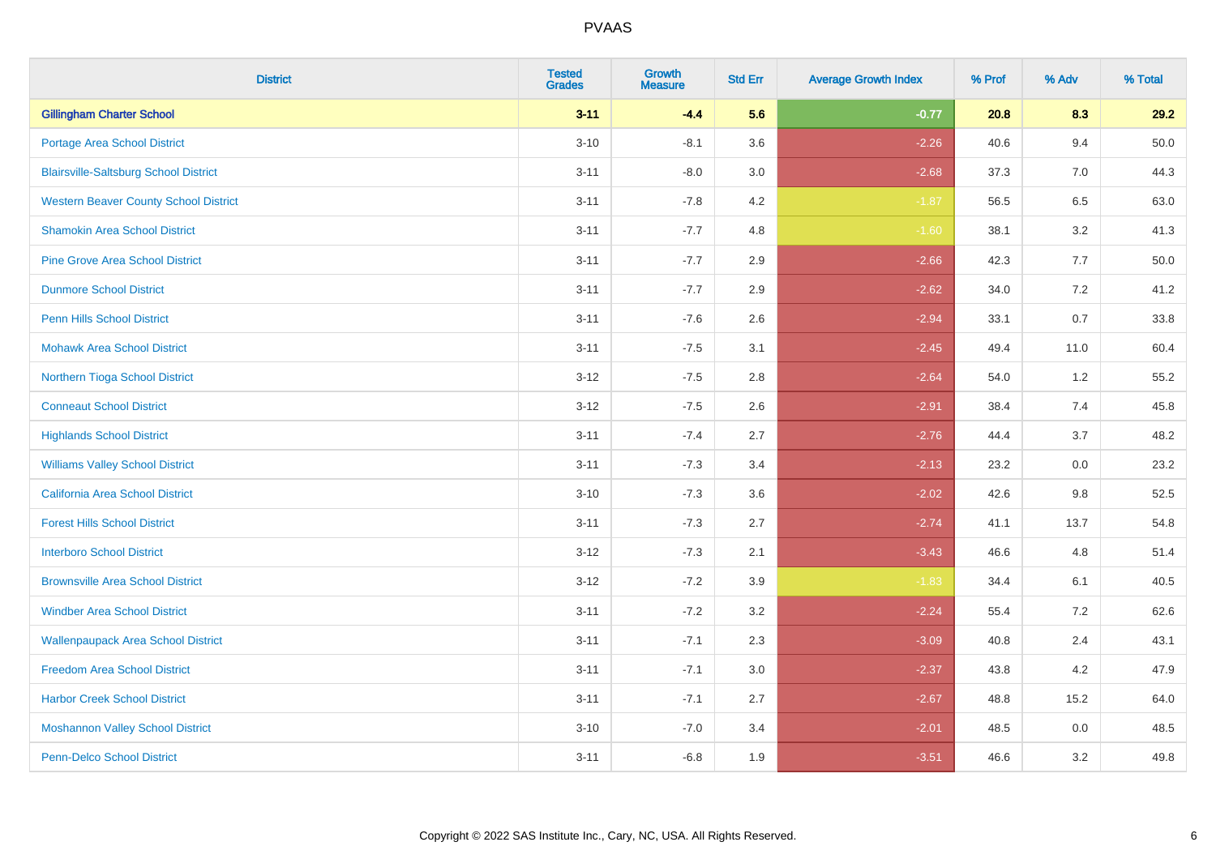PVAAS

| District | Tested Grades | Growth Measure | Std Err | Average Growth Index | % Prof | % Adv | % Total |
|---|---|---|---|---|---|---|---|
| **Gillingham Charter School** | **3-11** | **-4.4** | **5.6** | **-0.77** | **20.8** | **8.3** | **29.2** |
| Portage Area School District | 3-10 | -8.1 | 3.6 | -2.26 | 40.6 | 9.4 | 50.0 |
| Blairsville-Saltsburg School District | 3-11 | -8.0 | 3.0 | -2.68 | 37.3 | 7.0 | 44.3 |
| Western Beaver County School District | 3-11 | -7.8 | 4.2 | -1.87 | 56.5 | 6.5 | 63.0 |
| Shamokin Area School District | 3-11 | -7.7 | 4.8 | -1.60 | 38.1 | 3.2 | 41.3 |
| Pine Grove Area School District | 3-11 | -7.7 | 2.9 | -2.66 | 42.3 | 7.7 | 50.0 |
| Dunmore School District | 3-11 | -7.7 | 2.9 | -2.62 | 34.0 | 7.2 | 41.2 |
| Penn Hills School District | 3-11 | -7.6 | 2.6 | -2.94 | 33.1 | 0.7 | 33.8 |
| Mohawk Area School District | 3-11 | -7.5 | 3.1 | -2.45 | 49.4 | 11.0 | 60.4 |
| Northern Tioga School District | 3-12 | -7.5 | 2.8 | -2.64 | 54.0 | 1.2 | 55.2 |
| Conneaut School District | 3-12 | -7.5 | 2.6 | -2.91 | 38.4 | 7.4 | 45.8 |
| Highlands School District | 3-11 | -7.4 | 2.7 | -2.76 | 44.4 | 3.7 | 48.2 |
| Williams Valley School District | 3-11 | -7.3 | 3.4 | -2.13 | 23.2 | 0.0 | 23.2 |
| California Area School District | 3-10 | -7.3 | 3.6 | -2.02 | 42.6 | 9.8 | 52.5 |
| Forest Hills School District | 3-11 | -7.3 | 2.7 | -2.74 | 41.1 | 13.7 | 54.8 |
| Interboro School District | 3-12 | -7.3 | 2.1 | -3.43 | 46.6 | 4.8 | 51.4 |
| Brownsville Area School District | 3-12 | -7.2 | 3.9 | -1.83 | 34.4 | 6.1 | 40.5 |
| Windber Area School District | 3-11 | -7.2 | 3.2 | -2.24 | 55.4 | 7.2 | 62.6 |
| Wallenpaupack Area School District | 3-11 | -7.1 | 2.3 | -3.09 | 40.8 | 2.4 | 43.1 |
| Freedom Area School District | 3-11 | -7.1 | 3.0 | -2.37 | 43.8 | 4.2 | 47.9 |
| Harbor Creek School District | 3-11 | -7.1 | 2.7 | -2.67 | 48.8 | 15.2 | 64.0 |
| Moshannon Valley School District | 3-10 | -7.0 | 3.4 | -2.01 | 48.5 | 0.0 | 48.5 |
| Penn-Delco School District | 3-11 | -6.8 | 1.9 | -3.51 | 46.6 | 3.2 | 49.8 |

Copyright © 2022 SAS Institute Inc., Cary, NC, USA. All Rights Reserved.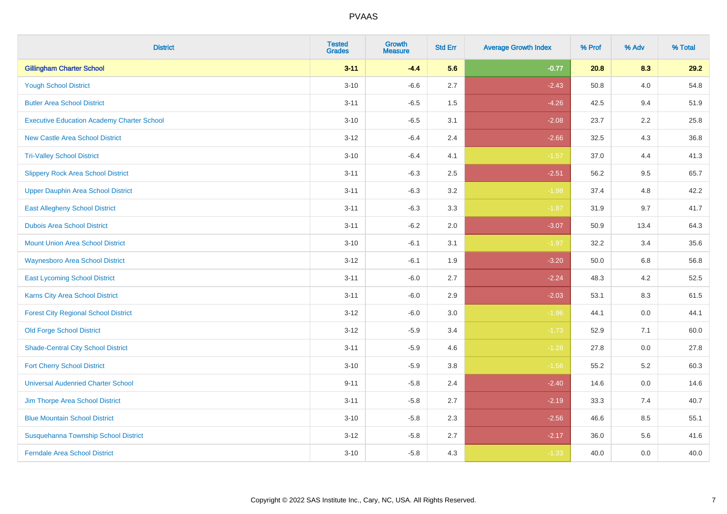| District | Tested Grades | Growth Measure | Std Err | Average Growth Index | % Prof | % Adv | % Total |
|---|---|---|---|---|---|---|---|
| **Gillingham Charter School** | **3-11** | **-4.4** | **5.6** | **-0.77** | **20.8** | **8.3** | **29.2** |
| Yough School District | 3-10 | -6.6 | 2.7 | -2.43 | 50.8 | 4.0 | 54.8 |
| Butler Area School District | 3-11 | -6.5 | 1.5 | -4.26 | 42.5 | 9.4 | 51.9 |
| Executive Education Academy Charter School | 3-10 | -6.5 | 3.1 | -2.08 | 23.7 | 2.2 | 25.8 |
| New Castle Area School District | 3-12 | -6.4 | 2.4 | -2.66 | 32.5 | 4.3 | 36.8 |
| Tri-Valley School District | 3-10 | -6.4 | 4.1 | -1.57 | 37.0 | 4.4 | 41.3 |
| Slippery Rock Area School District | 3-11 | -6.3 | 2.5 | -2.51 | 56.2 | 9.5 | 65.7 |
| Upper Dauphin Area School District | 3-11 | -6.3 | 3.2 | -1.98 | 37.4 | 4.8 | 42.2 |
| East Allegheny School District | 3-11 | -6.3 | 3.3 | -1.87 | 31.9 | 9.7 | 41.7 |
| Dubois Area School District | 3-11 | -6.2 | 2.0 | -3.07 | 50.9 | 13.4 | 64.3 |
| Mount Union Area School District | 3-10 | -6.1 | 3.1 | -1.97 | 32.2 | 3.4 | 35.6 |
| Waynesboro Area School District | 3-12 | -6.1 | 1.9 | -3.20 | 50.0 | 6.8 | 56.8 |
| East Lycoming School District | 3-11 | -6.0 | 2.7 | -2.24 | 48.3 | 4.2 | 52.5 |
| Karns City Area School District | 3-11 | -6.0 | 2.9 | -2.03 | 53.1 | 8.3 | 61.5 |
| Forest City Regional School District | 3-12 | -6.0 | 3.0 | -1.96 | 44.1 | 0.0 | 44.1 |
| Old Forge School District | 3-12 | -5.9 | 3.4 | -1.73 | 52.9 | 7.1 | 60.0 |
| Shade-Central City School District | 3-11 | -5.9 | 4.6 | -1.28 | 27.8 | 0.0 | 27.8 |
| Fort Cherry School District | 3-10 | -5.9 | 3.8 | -1.56 | 55.2 | 5.2 | 60.3 |
| Universal Audenried Charter School | 9-11 | -5.8 | 2.4 | -2.40 | 14.6 | 0.0 | 14.6 |
| Jim Thorpe Area School District | 3-11 | -5.8 | 2.7 | -2.19 | 33.3 | 7.4 | 40.7 |
| Blue Mountain School District | 3-10 | -5.8 | 2.3 | -2.56 | 46.6 | 8.5 | 55.1 |
| Susquehanna Township School District | 3-12 | -5.8 | 2.7 | -2.17 | 36.0 | 5.6 | 41.6 |
| Ferndale Area School District | 3-10 | -5.8 | 4.3 | -1.33 | 40.0 | 0.0 | 40.0 |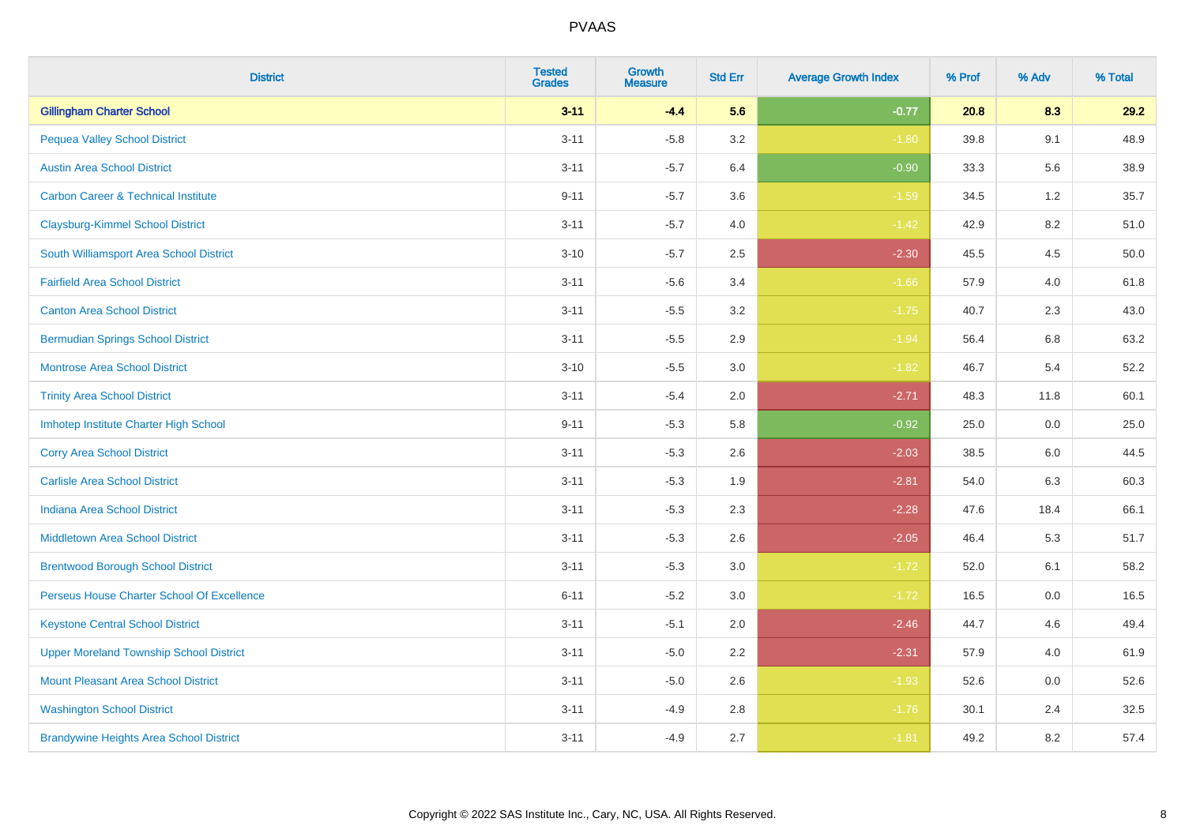# PVAAS

| District | Tested Grades | Growth Measure | Std Err | Average Growth Index | % Prof | % Adv | % Total |
|---|---|---|---|---|---|---|---|
| **Gillingham Charter School** | **3-11** | **-4.4** | **5.6** | **-0.77** | **20.8** | **8.3** | **29.2** |
| Pequea Valley School District | 3-11 | -5.8 | 3.2 | -1.80 | 39.8 | 9.1 | 48.9 |
| Austin Area School District | 3-11 | -5.7 | 6.4 | -0.90 | 33.3 | 5.6 | 38.9 |
| Carbon Career & Technical Institute | 9-11 | -5.7 | 3.6 | -1.59 | 34.5 | 1.2 | 35.7 |
| Claysburg-Kimmel School District | 3-11 | -5.7 | 4.0 | -1.42 | 42.9 | 8.2 | 51.0 |
| South Williamsport Area School District | 3-10 | -5.7 | 2.5 | -2.30 | 45.5 | 4.5 | 50.0 |
| Fairfield Area School District | 3-11 | -5.6 | 3.4 | -1.66 | 57.9 | 4.0 | 61.8 |
| Canton Area School District | 3-11 | -5.5 | 3.2 | -1.75 | 40.7 | 2.3 | 43.0 |
| Bermudian Springs School District | 3-11 | -5.5 | 2.9 | -1.94 | 56.4 | 6.8 | 63.2 |
| Montrose Area School District | 3-10 | -5.5 | 3.0 | -1.82 | 46.7 | 5.4 | 52.2 |
| Trinity Area School District | 3-11 | -5.4 | 2.0 | -2.71 | 48.3 | 11.8 | 60.1 |
| Imhotep Institute Charter High School | 9-11 | -5.3 | 5.8 | -0.92 | 25.0 | 0.0 | 25.0 |
| Corry Area School District | 3-11 | -5.3 | 2.6 | -2.03 | 38.5 | 6.0 | 44.5 |
| Carlisle Area School District | 3-11 | -5.3 | 1.9 | -2.81 | 54.0 | 6.3 | 60.3 |
| Indiana Area School District | 3-11 | -5.3 | 2.3 | -2.28 | 47.6 | 18.4 | 66.1 |
| Middletown Area School District | 3-11 | -5.3 | 2.6 | -2.05 | 46.4 | 5.3 | 51.7 |
| Brentwood Borough School District | 3-11 | -5.3 | 3.0 | -1.72 | 52.0 | 6.1 | 58.2 |
| Perseus House Charter School Of Excellence | 6-11 | -5.2 | 3.0 | -1.72 | 16.5 | 0.0 | 16.5 |
| Keystone Central School District | 3-11 | -5.1 | 2.0 | -2.46 | 44.7 | 4.6 | 49.4 |
| Upper Moreland Township School District | 3-11 | -5.0 | 2.2 | -2.31 | 57.9 | 4.0 | 61.9 |
| Mount Pleasant Area School District | 3-11 | -5.0 | 2.6 | -1.93 | 52.6 | 0.0 | 52.6 |
| Washington School District | 3-11 | -4.9 | 2.8 | -1.76 | 30.1 | 2.4 | 32.5 |
| Brandywine Heights Area School District | 3-11 | -4.9 | 2.7 | -1.81 | 49.2 | 8.2 | 57.4 |

Copyright © 2022 SAS Institute Inc., Cary, NC, USA. All Rights Reserved.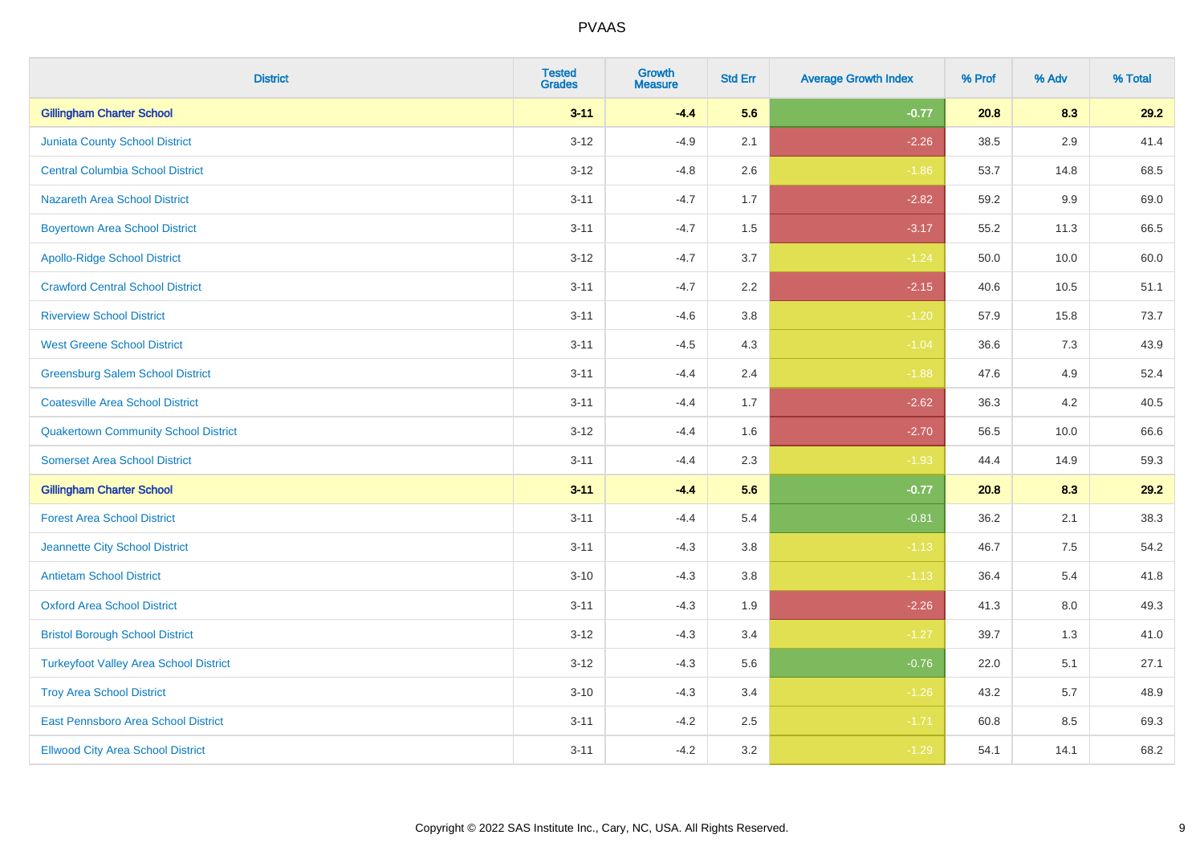| District | Tested Grades | Growth Measure | Std Err | Average Growth Index | % Prof | % Adv | % Total |
|---|---|---|---|---|---|---|---|
| **Gillingham Charter School** | **3-11** | **-4.4** | **5.6** | **-0.77** | **20.8** | **8.3** | **29.2** |
| Juniata County School District | 3-12 | -4.9 | 2.1 | -2.26 | 38.5 | 2.9 | 41.4 |
| Central Columbia School District | 3-12 | -4.8 | 2.6 | -1.86 | 53.7 | 14.8 | 68.5 |
| Nazareth Area School District | 3-11 | -4.7 | 1.7 | -2.82 | 59.2 | 9.9 | 69.0 |
| Boyertown Area School District | 3-11 | -4.7 | 1.5 | -3.17 | 55.2 | 11.3 | 66.5 |
| Apollo-Ridge School District | 3-12 | -4.7 | 3.7 | -1.24 | 50.0 | 10.0 | 60.0 |
| Crawford Central School District | 3-11 | -4.7 | 2.2 | -2.15 | 40.6 | 10.5 | 51.1 |
| Riverview School District | 3-11 | -4.6 | 3.8 | -1.20 | 57.9 | 15.8 | 73.7 |
| West Greene School District | 3-11 | -4.5 | 4.3 | -1.04 | 36.6 | 7.3 | 43.9 |
| Greensburg Salem School District | 3-11 | -4.4 | 2.4 | -1.88 | 47.6 | 4.9 | 52.4 |
| Coatesville Area School District | 3-11 | -4.4 | 1.7 | -2.62 | 36.3 | 4.2 | 40.5 |
| Quakertown Community School District | 3-12 | -4.4 | 1.6 | -2.70 | 56.5 | 10.0 | 66.6 |
| Somerset Area School District | 3-11 | -4.4 | 2.3 | -1.93 | 44.4 | 14.9 | 59.3 |
| **Gillingham Charter School** | **3-11** | **-4.4** | **5.6** | **-0.77** | **20.8** | **8.3** | **29.2** |
| Forest Area School District | 3-11 | -4.4 | 5.4 | -0.81 | 36.2 | 2.1 | 38.3 |
| Jeannette City School District | 3-11 | -4.3 | 3.8 | -1.13 | 46.7 | 7.5 | 54.2 |
| Antietam School District | 3-10 | -4.3 | 3.8 | -1.13 | 36.4 | 5.4 | 41.8 |
| Oxford Area School District | 3-11 | -4.3 | 1.9 | -2.26 | 41.3 | 8.0 | 49.3 |
| Bristol Borough School District | 3-12 | -4.3 | 3.4 | -1.27 | 39.7 | 1.3 | 41.0 |
| Turkeyfoot Valley Area School District | 3-12 | -4.3 | 5.6 | -0.76 | 22.0 | 5.1 | 27.1 |
| Troy Area School District | 3-10 | -4.3 | 3.4 | -1.26 | 43.2 | 5.7 | 48.9 |
| East Pennsboro Area School District | 3-11 | -4.2 | 2.5 | -1.71 | 60.8 | 8.5 | 69.3 |
| Ellwood City Area School District | 3-11 | -4.2 | 3.2 | -1.29 | 54.1 | 14.1 | 68.2 |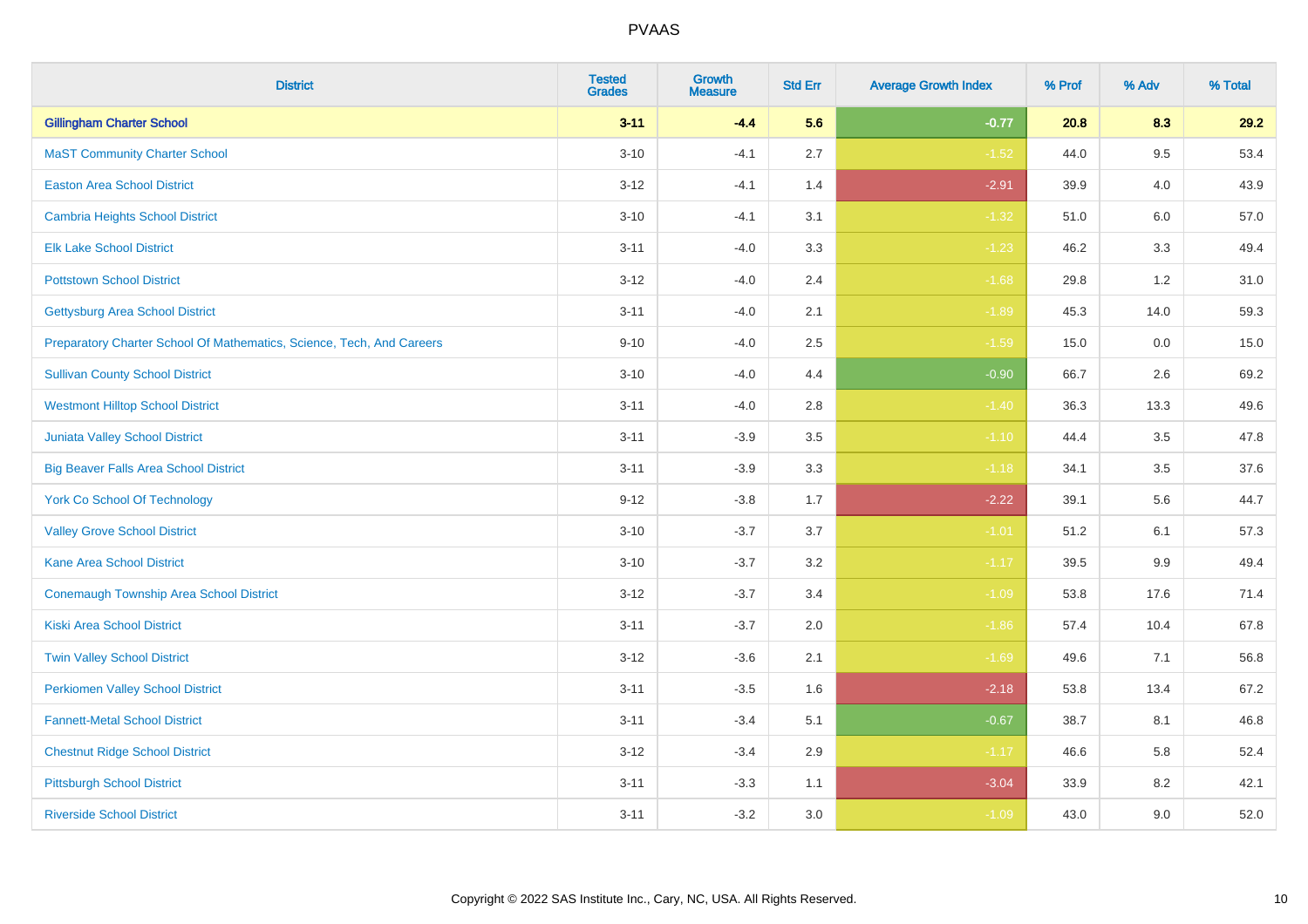# PVAAS

| District | Tested Grades | Growth Measure | Std Err | Average Growth Index | % Prof | % Adv | % Total |
|---|---|---|---|---|---|---|---|
| **Gillingham Charter School** | **3-11** | **-4.4** | **5.6** | **-0.77** | **20.8** | **8.3** | **29.2** |
| MaST Community Charter School | 3-10 | -4.1 | 2.7 | -1.52 | 44.0 | 9.5 | 53.4 |
| Easton Area School District | 3-12 | -4.1 | 1.4 | -2.91 | 39.9 | 4.0 | 43.9 |
| Cambria Heights School District | 3-10 | -4.1 | 3.1 | -1.32 | 51.0 | 6.0 | 57.0 |
| Elk Lake School District | 3-11 | -4.0 | 3.3 | -1.23 | 46.2 | 3.3 | 49.4 |
| Pottstown School District | 3-12 | -4.0 | 2.4 | -1.68 | 29.8 | 1.2 | 31.0 |
| Gettysburg Area School District | 3-11 | -4.0 | 2.1 | -1.89 | 45.3 | 14.0 | 59.3 |
| Preparatory Charter School Of Mathematics, Science, Tech, And Careers | 9-10 | -4.0 | 2.5 | -1.59 | 15.0 | 0.0 | 15.0 |
| Sullivan County School District | 3-10 | -4.0 | 4.4 | -0.90 | 66.7 | 2.6 | 69.2 |
| Westmont Hilltop School District | 3-11 | -4.0 | 2.8 | -1.40 | 36.3 | 13.3 | 49.6 |
| Juniata Valley School District | 3-11 | -3.9 | 3.5 | -1.10 | 44.4 | 3.5 | 47.8 |
| Big Beaver Falls Area School District | 3-11 | -3.9 | 3.3 | -1.18 | 34.1 | 3.5 | 37.6 |
| York Co School Of Technology | 9-12 | -3.8 | 1.7 | -2.22 | 39.1 | 5.6 | 44.7 |
| Valley Grove School District | 3-10 | -3.7 | 3.7 | -1.01 | 51.2 | 6.1 | 57.3 |
| Kane Area School District | 3-10 | -3.7 | 3.2 | -1.17 | 39.5 | 9.9 | 49.4 |
| Conemaugh Township Area School District | 3-12 | -3.7 | 3.4 | -1.09 | 53.8 | 17.6 | 71.4 |
| Kiski Area School District | 3-11 | -3.7 | 2.0 | -1.86 | 57.4 | 10.4 | 67.8 |
| Twin Valley School District | 3-12 | -3.6 | 2.1 | -1.69 | 49.6 | 7.1 | 56.8 |
| Perkiomen Valley School District | 3-11 | -3.5 | 1.6 | -2.18 | 53.8 | 13.4 | 67.2 |
| Fannett-Metal School District | 3-11 | -3.4 | 5.1 | -0.67 | 38.7 | 8.1 | 46.8 |
| Chestnut Ridge School District | 3-12 | -3.4 | 2.9 | -1.17 | 46.6 | 5.8 | 52.4 |
| Pittsburgh School District | 3-11 | -3.3 | 1.1 | -3.04 | 33.9 | 8.2 | 42.1 |
| Riverside School District | 3-11 | -3.2 | 3.0 | -1.09 | 43.0 | 9.0 | 52.0 |

Copyright © 2022 SAS Institute Inc., Cary, NC, USA. All Rights Reserved.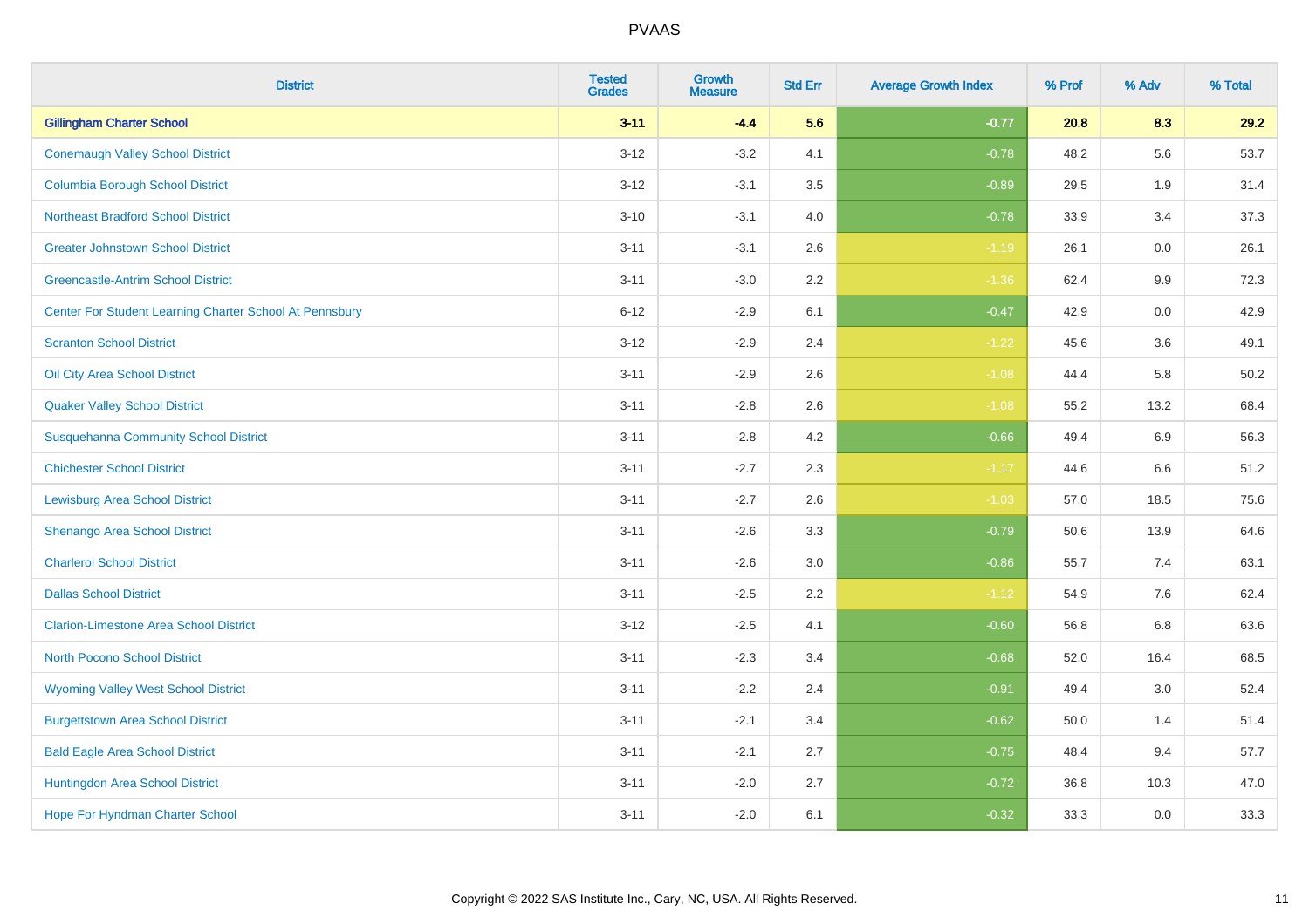| District | Tested Grades | Growth Measure | Std Err | Average Growth Index | % Prof | % Adv | % Total |
|---|---|---|---|---|---|---|---|
| **Gillingham Charter School** | **3-11** | **-4.4** | **5.6** | **-0.77** | **20.8** | **8.3** | **29.2** |
| Conemaugh Valley School District | 3-12 | -3.2 | 4.1 | -0.78 | 48.2 | 5.6 | 53.7 |
| Columbia Borough School District | 3-12 | -3.1 | 3.5 | -0.89 | 29.5 | 1.9 | 31.4 |
| Northeast Bradford School District | 3-10 | -3.1 | 4.0 | -0.78 | 33.9 | 3.4 | 37.3 |
| Greater Johnstown School District | 3-11 | -3.1 | 2.6 | -1.19 | 26.1 | 0.0 | 26.1 |
| Greencastle-Antrim School District | 3-11 | -3.0 | 2.2 | -1.36 | 62.4 | 9.9 | 72.3 |
| Center For Student Learning Charter School At Pennsbury | 6-12 | -2.9 | 6.1 | -0.47 | 42.9 | 0.0 | 42.9 |
| Scranton School District | 3-12 | -2.9 | 2.4 | -1.22 | 45.6 | 3.6 | 49.1 |
| Oil City Area School District | 3-11 | -2.9 | 2.6 | -1.08 | 44.4 | 5.8 | 50.2 |
| Quaker Valley School District | 3-11 | -2.8 | 2.6 | -1.08 | 55.2 | 13.2 | 68.4 |
| Susquehanna Community School District | 3-11 | -2.8 | 4.2 | -0.66 | 49.4 | 6.9 | 56.3 |
| Chichester School District | 3-11 | -2.7 | 2.3 | -1.17 | 44.6 | 6.6 | 51.2 |
| Lewisburg Area School District | 3-11 | -2.7 | 2.6 | -1.03 | 57.0 | 18.5 | 75.6 |
| Shenango Area School District | 3-11 | -2.6 | 3.3 | -0.79 | 50.6 | 13.9 | 64.6 |
| Charleroi School District | 3-11 | -2.6 | 3.0 | -0.86 | 55.7 | 7.4 | 63.1 |
| Dallas School District | 3-11 | -2.5 | 2.2 | -1.12 | 54.9 | 7.6 | 62.4 |
| Clarion-Limestone Area School District | 3-12 | -2.5 | 4.1 | -0.60 | 56.8 | 6.8 | 63.6 |
| North Pocono School District | 3-11 | -2.3 | 3.4 | -0.68 | 52.0 | 16.4 | 68.5 |
| Wyoming Valley West School District | 3-11 | -2.2 | 2.4 | -0.91 | 49.4 | 3.0 | 52.4 |
| Burgettstown Area School District | 3-11 | -2.1 | 3.4 | -0.62 | 50.0 | 1.4 | 51.4 |
| Bald Eagle Area School District | 3-11 | -2.1 | 2.7 | -0.75 | 48.4 | 9.4 | 57.7 |
| Huntingdon Area School District | 3-11 | -2.0 | 2.7 | -0.72 | 36.8 | 10.3 | 47.0 |
| Hope For Hyndman Charter School | 3-11 | -2.0 | 6.1 | -0.32 | 33.3 | 0.0 | 33.3 |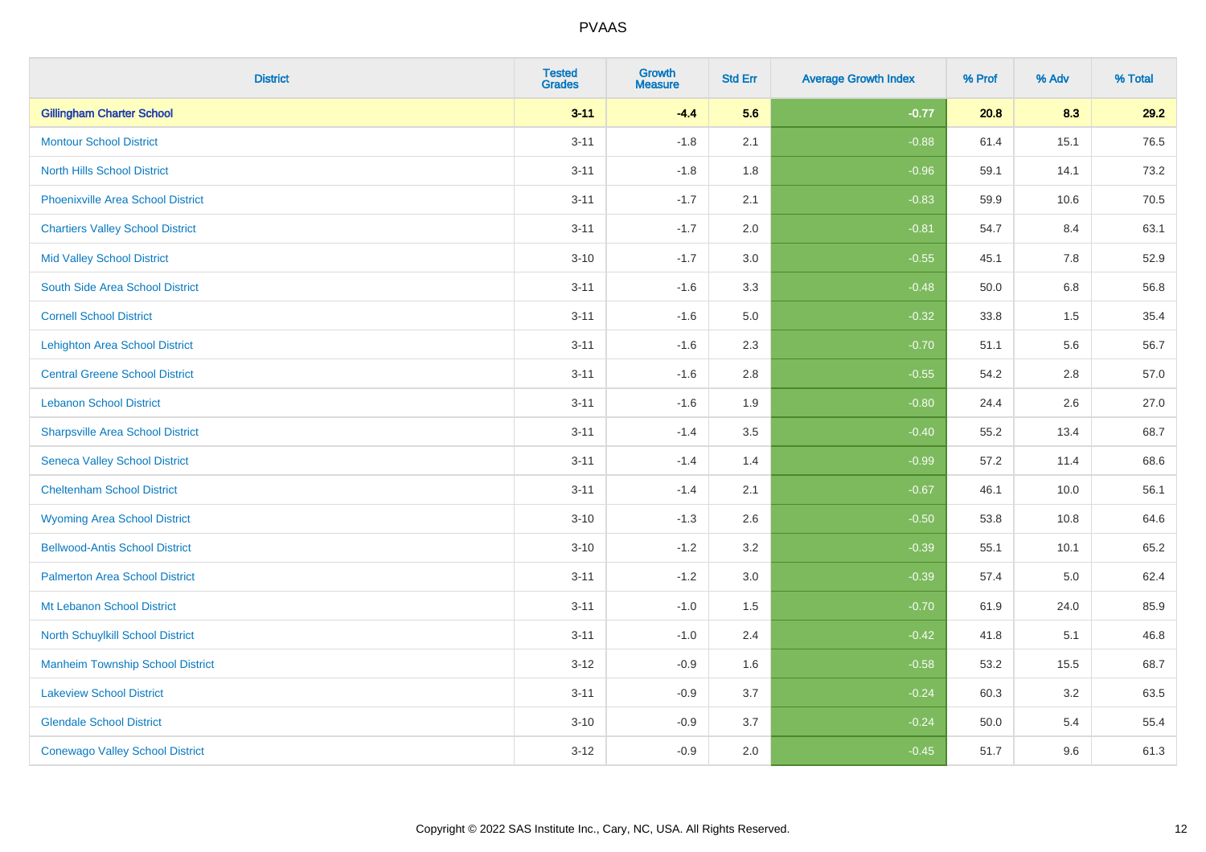# PVAAS

| District | Tested Grades | Growth Measure | Std Err | Average Growth Index | % Prof | % Adv | % Total |
|---|---|---|---|---|---|---|---|
| **Gillingham Charter School** | **3-11** | **-4.4** | **5.6** | **-0.77** | **20.8** | **8.3** | **29.2** |
| Montour School District | 3-11 | -1.8 | 2.1 | -0.88 | 61.4 | 15.1 | 76.5 |
| North Hills School District | 3-11 | -1.8 | 1.8 | -0.96 | 59.1 | 14.1 | 73.2 |
| Phoenixville Area School District | 3-11 | -1.7 | 2.1 | -0.83 | 59.9 | 10.6 | 70.5 |
| Chartiers Valley School District | 3-11 | -1.7 | 2.0 | -0.81 | 54.7 | 8.4 | 63.1 |
| Mid Valley School District | 3-10 | -1.7 | 3.0 | -0.55 | 45.1 | 7.8 | 52.9 |
| South Side Area School District | 3-11 | -1.6 | 3.3 | -0.48 | 50.0 | 6.8 | 56.8 |
| Cornell School District | 3-11 | -1.6 | 5.0 | -0.32 | 33.8 | 1.5 | 35.4 |
| Lehighton Area School District | 3-11 | -1.6 | 2.3 | -0.70 | 51.1 | 5.6 | 56.7 |
| Central Greene School District | 3-11 | -1.6 | 2.8 | -0.55 | 54.2 | 2.8 | 57.0 |
| Lebanon School District | 3-11 | -1.6 | 1.9 | -0.80 | 24.4 | 2.6 | 27.0 |
| Sharpsville Area School District | 3-11 | -1.4 | 3.5 | -0.40 | 55.2 | 13.4 | 68.7 |
| Seneca Valley School District | 3-11 | -1.4 | 1.4 | -0.99 | 57.2 | 11.4 | 68.6 |
| Cheltenham School District | 3-11 | -1.4 | 2.1 | -0.67 | 46.1 | 10.0 | 56.1 |
| Wyoming Area School District | 3-10 | -1.3 | 2.6 | -0.50 | 53.8 | 10.8 | 64.6 |
| Bellwood-Antis School District | 3-10 | -1.2 | 3.2 | -0.39 | 55.1 | 10.1 | 65.2 |
| Palmerton Area School District | 3-11 | -1.2 | 3.0 | -0.39 | 57.4 | 5.0 | 62.4 |
| Mt Lebanon School District | 3-11 | -1.0 | 1.5 | -0.70 | 61.9 | 24.0 | 85.9 |
| North Schuylkill School District | 3-11 | -1.0 | 2.4 | -0.42 | 41.8 | 5.1 | 46.8 |
| Manheim Township School District | 3-12 | -0.9 | 1.6 | -0.58 | 53.2 | 15.5 | 68.7 |
| Lakeview School District | 3-11 | -0.9 | 3.7 | -0.24 | 60.3 | 3.2 | 63.5 |
| Glendale School District | 3-10 | -0.9 | 3.7 | -0.24 | 50.0 | 5.4 | 55.4 |
| Conewago Valley School District | 3-12 | -0.9 | 2.0 | -0.45 | 51.7 | 9.6 | 61.3 |

Copyright © 2022 SAS Institute Inc., Cary, NC, USA. All Rights Reserved.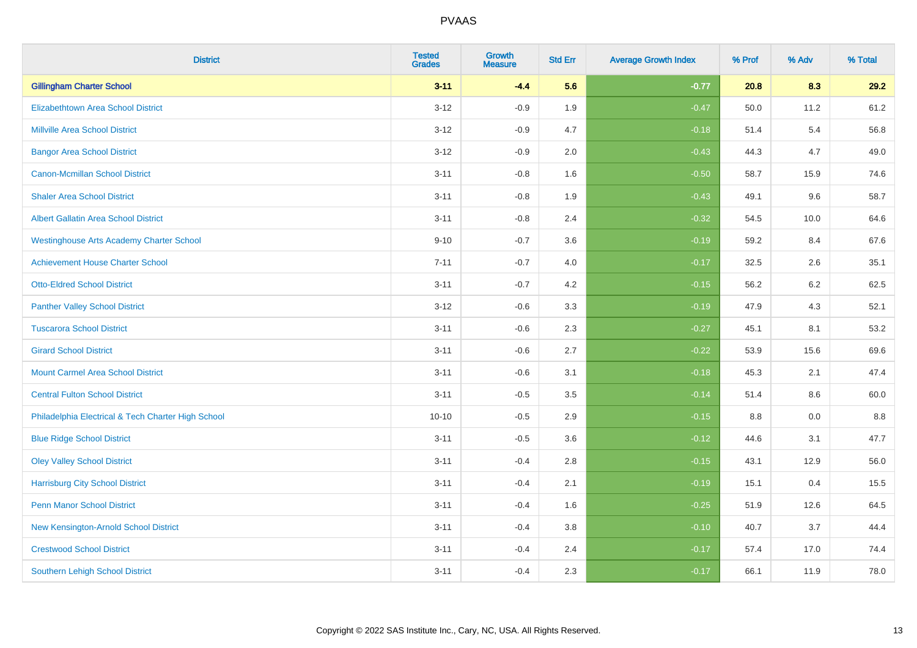# PVAAS

| District | Tested Grades | Growth Measure | Std Err | Average Growth Index | % Prof | % Adv | % Total |
|---|---|---|---|---|---|---|---|
| **Gillingham Charter School** | **3-11** | **-4.4** | **5.6** | **-0.77** | **20.8** | **8.3** | **29.2** |
| Elizabethtown Area School District | 3-12 | -0.9 | 1.9 | -0.47 | 50.0 | 11.2 | 61.2 |
| Millville Area School District | 3-12 | -0.9 | 4.7 | -0.18 | 51.4 | 5.4 | 56.8 |
| Bangor Area School District | 3-12 | -0.9 | 2.0 | -0.43 | 44.3 | 4.7 | 49.0 |
| Canon-Mcmillan School District | 3-11 | -0.8 | 1.6 | -0.50 | 58.7 | 15.9 | 74.6 |
| Shaler Area School District | 3-11 | -0.8 | 1.9 | -0.43 | 49.1 | 9.6 | 58.7 |
| Albert Gallatin Area School District | 3-11 | -0.8 | 2.4 | -0.32 | 54.5 | 10.0 | 64.6 |
| Westinghouse Arts Academy Charter School | 9-10 | -0.7 | 3.6 | -0.19 | 59.2 | 8.4 | 67.6 |
| Achievement House Charter School | 7-11 | -0.7 | 4.0 | -0.17 | 32.5 | 2.6 | 35.1 |
| Otto-Eldred School District | 3-11 | -0.7 | 4.2 | -0.15 | 56.2 | 6.2 | 62.5 |
| Panther Valley School District | 3-12 | -0.6 | 3.3 | -0.19 | 47.9 | 4.3 | 52.1 |
| Tuscarora School District | 3-11 | -0.6 | 2.3 | -0.27 | 45.1 | 8.1 | 53.2 |
| Girard School District | 3-11 | -0.6 | 2.7 | -0.22 | 53.9 | 15.6 | 69.6 |
| Mount Carmel Area School District | 3-11 | -0.6 | 3.1 | -0.18 | 45.3 | 2.1 | 47.4 |
| Central Fulton School District | 3-11 | -0.5 | 3.5 | -0.14 | 51.4 | 8.6 | 60.0 |
| Philadelphia Electrical & Tech Charter High School | 10-10 | -0.5 | 2.9 | -0.15 | 8.8 | 0.0 | 8.8 |
| Blue Ridge School District | 3-11 | -0.5 | 3.6 | -0.12 | 44.6 | 3.1 | 47.7 |
| Oley Valley School District | 3-11 | -0.4 | 2.8 | -0.15 | 43.1 | 12.9 | 56.0 |
| Harrisburg City School District | 3-11 | -0.4 | 2.1 | -0.19 | 15.1 | 0.4 | 15.5 |
| Penn Manor School District | 3-11 | -0.4 | 1.6 | -0.25 | 51.9 | 12.6 | 64.5 |
| New Kensington-Arnold School District | 3-11 | -0.4 | 3.8 | -0.10 | 40.7 | 3.7 | 44.4 |
| Crestwood School District | 3-11 | -0.4 | 2.4 | -0.17 | 57.4 | 17.0 | 74.4 |
| Southern Lehigh School District | 3-11 | -0.4 | 2.3 | -0.17 | 66.1 | 11.9 | 78.0 |

Copyright © 2022 SAS Institute Inc., Cary, NC, USA. All Rights Reserved.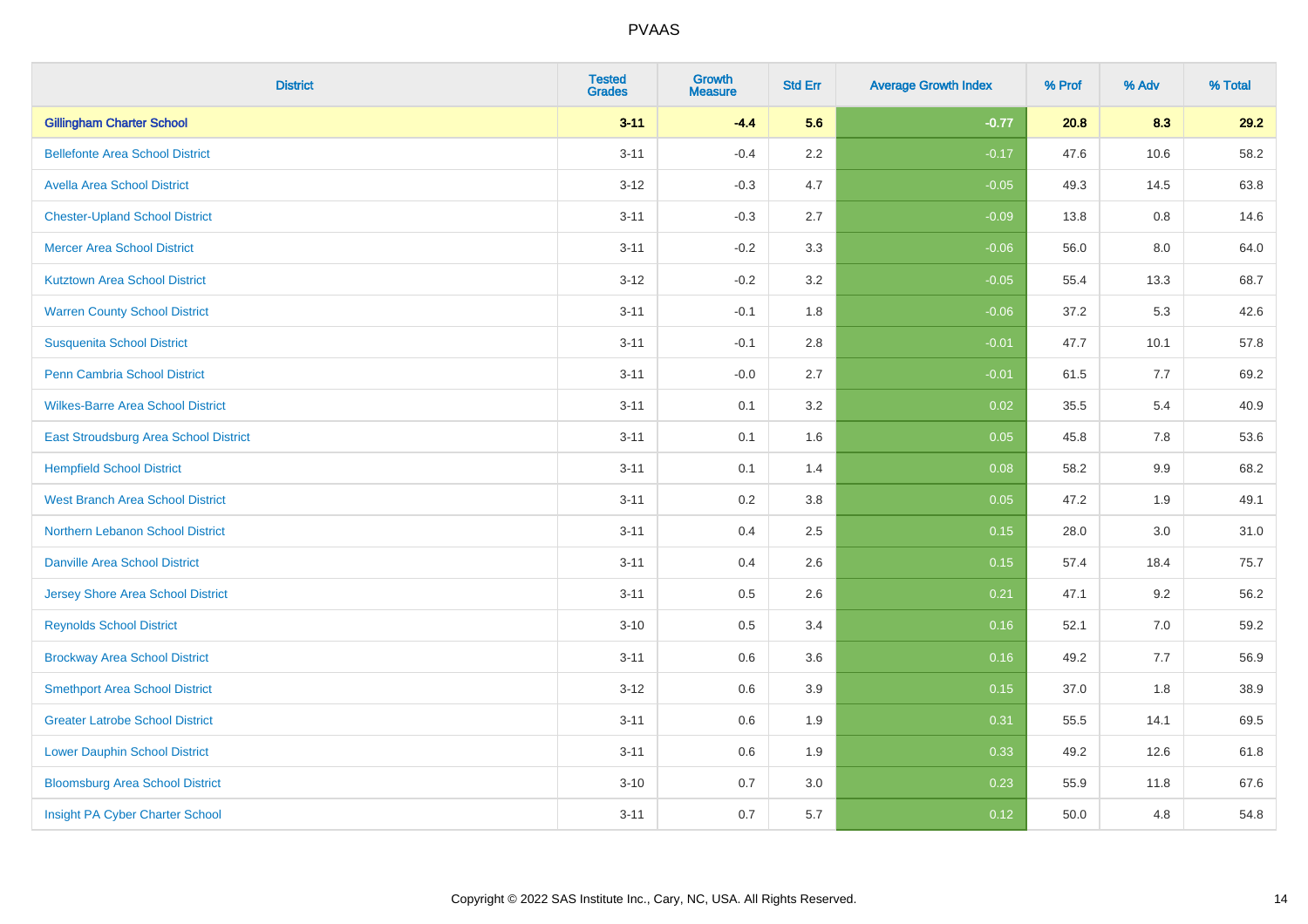# PVAAS

| District | Tested Grades | Growth Measure | Std Err | Average Growth Index | % Prof | % Adv | % Total |
|---|---|---|---|---|---|---|---|
| **Gillingham Charter School** | **3-11** | **-4.4** | **5.6** | **-0.77** | **20.8** | **8.3** | **29.2** |
| Bellefonte Area School District | 3-11 | -0.4 | 2.2 | -0.17 | 47.6 | 10.6 | 58.2 |
| Avella Area School District | 3-12 | -0.3 | 4.7 | -0.05 | 49.3 | 14.5 | 63.8 |
| Chester-Upland School District | 3-11 | -0.3 | 2.7 | -0.09 | 13.8 | 0.8 | 14.6 |
| Mercer Area School District | 3-11 | -0.2 | 3.3 | -0.06 | 56.0 | 8.0 | 64.0 |
| Kutztown Area School District | 3-12 | -0.2 | 3.2 | -0.05 | 55.4 | 13.3 | 68.7 |
| Warren County School District | 3-11 | -0.1 | 1.8 | -0.06 | 37.2 | 5.3 | 42.6 |
| Susquenita School District | 3-11 | -0.1 | 2.8 | -0.01 | 47.7 | 10.1 | 57.8 |
| Penn Cambria School District | 3-11 | -0.0 | 2.7 | -0.01 | 61.5 | 7.7 | 69.2 |
| Wilkes-Barre Area School District | 3-11 | 0.1 | 3.2 | 0.02 | 35.5 | 5.4 | 40.9 |
| East Stroudsburg Area School District | 3-11 | 0.1 | 1.6 | 0.05 | 45.8 | 7.8 | 53.6 |
| Hempfield School District | 3-11 | 0.1 | 1.4 | 0.08 | 58.2 | 9.9 | 68.2 |
| West Branch Area School District | 3-11 | 0.2 | 3.8 | 0.05 | 47.2 | 1.9 | 49.1 |
| Northern Lebanon School District | 3-11 | 0.4 | 2.5 | 0.15 | 28.0 | 3.0 | 31.0 |
| Danville Area School District | 3-11 | 0.4 | 2.6 | 0.15 | 57.4 | 18.4 | 75.7 |
| Jersey Shore Area School District | 3-11 | 0.5 | 2.6 | 0.21 | 47.1 | 9.2 | 56.2 |
| Reynolds School District | 3-10 | 0.5 | 3.4 | 0.16 | 52.1 | 7.0 | 59.2 |
| Brockway Area School District | 3-11 | 0.6 | 3.6 | 0.16 | 49.2 | 7.7 | 56.9 |
| Smethport Area School District | 3-12 | 0.6 | 3.9 | 0.15 | 37.0 | 1.8 | 38.9 |
| Greater Latrobe School District | 3-11 | 0.6 | 1.9 | 0.31 | 55.5 | 14.1 | 69.5 |
| Lower Dauphin School District | 3-11 | 0.6 | 1.9 | 0.33 | 49.2 | 12.6 | 61.8 |
| Bloomsburg Area School District | 3-10 | 0.7 | 3.0 | 0.23 | 55.9 | 11.8 | 67.6 |
| Insight PA Cyber Charter School | 3-11 | 0.7 | 5.7 | 0.12 | 50.0 | 4.8 | 54.8 |

Copyright © 2022 SAS Institute Inc., Cary, NC, USA. All Rights Reserved.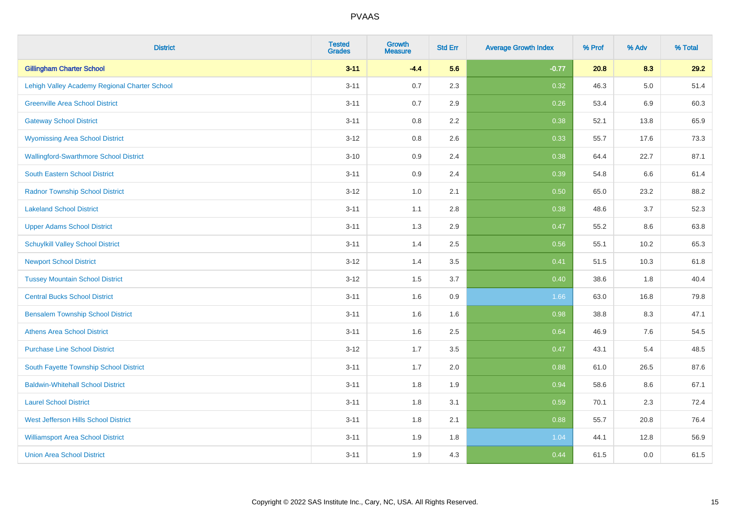PVAAS

| District | Tested Grades | Growth Measure | Std Err | Average Growth Index | % Prof | % Adv | % Total |
|---|---|---|---|---|---|---|---|
| **Gillingham Charter School** | **3-11** | **-4.4** | **5.6** | **-0.77** | **20.8** | **8.3** | **29.2** |
| Lehigh Valley Academy Regional Charter School | 3-11 | 0.7 | 2.3 | 0.32 | 46.3 | 5.0 | 51.4 |
| Greenville Area School District | 3-11 | 0.7 | 2.9 | 0.26 | 53.4 | 6.9 | 60.3 |
| Gateway School District | 3-11 | 0.8 | 2.2 | 0.38 | 52.1 | 13.8 | 65.9 |
| Wyomissing Area School District | 3-12 | 0.8 | 2.6 | 0.33 | 55.7 | 17.6 | 73.3 |
| Wallingford-Swarthmore School District | 3-10 | 0.9 | 2.4 | 0.38 | 64.4 | 22.7 | 87.1 |
| South Eastern School District | 3-11 | 0.9 | 2.4 | 0.39 | 54.8 | 6.6 | 61.4 |
| Radnor Township School District | 3-12 | 1.0 | 2.1 | 0.50 | 65.0 | 23.2 | 88.2 |
| Lakeland School District | 3-11 | 1.1 | 2.8 | 0.38 | 48.6 | 3.7 | 52.3 |
| Upper Adams School District | 3-11 | 1.3 | 2.9 | 0.47 | 55.2 | 8.6 | 63.8 |
| Schuylkill Valley School District | 3-11 | 1.4 | 2.5 | 0.56 | 55.1 | 10.2 | 65.3 |
| Newport School District | 3-12 | 1.4 | 3.5 | 0.41 | 51.5 | 10.3 | 61.8 |
| Tussey Mountain School District | 3-12 | 1.5 | 3.7 | 0.40 | 38.6 | 1.8 | 40.4 |
| Central Bucks School District | 3-11 | 1.6 | 0.9 | 1.66 | 63.0 | 16.8 | 79.8 |
| Bensalem Township School District | 3-11 | 1.6 | 1.6 | 0.98 | 38.8 | 8.3 | 47.1 |
| Athens Area School District | 3-11 | 1.6 | 2.5 | 0.64 | 46.9 | 7.6 | 54.5 |
| Purchase Line School District | 3-12 | 1.7 | 3.5 | 0.47 | 43.1 | 5.4 | 48.5 |
| South Fayette Township School District | 3-11 | 1.7 | 2.0 | 0.88 | 61.0 | 26.5 | 87.6 |
| Baldwin-Whitehall School District | 3-11 | 1.8 | 1.9 | 0.94 | 58.6 | 8.6 | 67.1 |
| Laurel School District | 3-11 | 1.8 | 3.1 | 0.59 | 70.1 | 2.3 | 72.4 |
| West Jefferson Hills School District | 3-11 | 1.8 | 2.1 | 0.88 | 55.7 | 20.8 | 76.4 |
| Williamsport Area School District | 3-11 | 1.9 | 1.8 | 1.04 | 44.1 | 12.8 | 56.9 |
| Union Area School District | 3-11 | 1.9 | 4.3 | 0.44 | 61.5 | 0.0 | 61.5 |

Copyright © 2022 SAS Institute Inc., Cary, NC, USA. All Rights Reserved.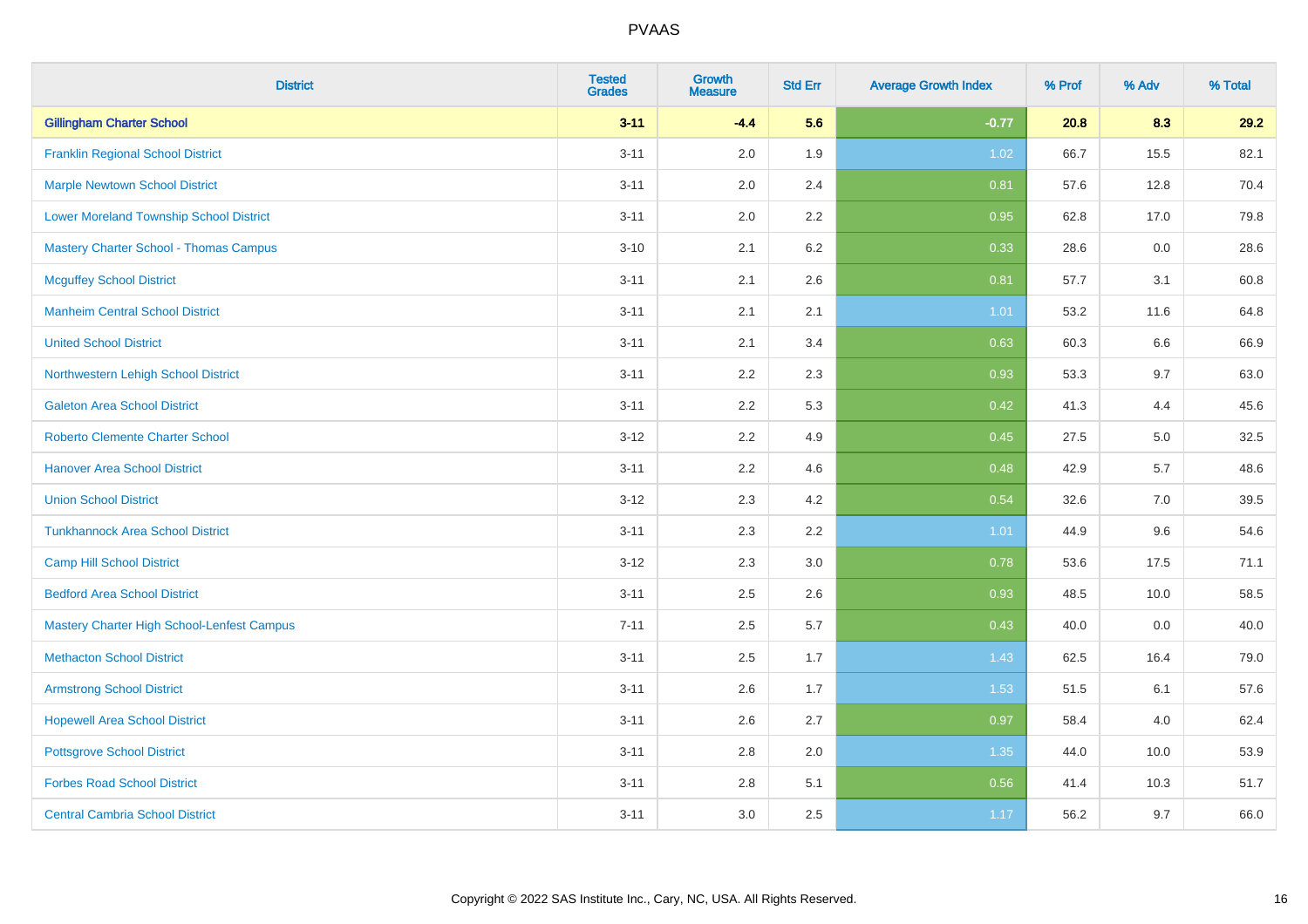| District | Tested Grades | Growth Measure | Std Err | Average Growth Index | % Prof | % Adv | % Total |
|---|---|---|---|---|---|---|---|
| **Gillingham Charter School** | **3-11** | **-4.4** | **5.6** | **-0.77** | **20.8** | **8.3** | **29.2** |
| Franklin Regional School District | 3-11 | 2.0 | 1.9 | 1.02 | 66.7 | 15.5 | 82.1 |
| Marple Newtown School District | 3-11 | 2.0 | 2.4 | 0.81 | 57.6 | 12.8 | 70.4 |
| Lower Moreland Township School District | 3-11 | 2.0 | 2.2 | 0.95 | 62.8 | 17.0 | 79.8 |
| Mastery Charter School - Thomas Campus | 3-10 | 2.1 | 6.2 | 0.33 | 28.6 | 0.0 | 28.6 |
| Mcguffey School District | 3-11 | 2.1 | 2.6 | 0.81 | 57.7 | 3.1 | 60.8 |
| Manheim Central School District | 3-11 | 2.1 | 2.1 | 1.01 | 53.2 | 11.6 | 64.8 |
| United School District | 3-11 | 2.1 | 3.4 | 0.63 | 60.3 | 6.6 | 66.9 |
| Northwestern Lehigh School District | 3-11 | 2.2 | 2.3 | 0.93 | 53.3 | 9.7 | 63.0 |
| Galeton Area School District | 3-11 | 2.2 | 5.3 | 0.42 | 41.3 | 4.4 | 45.6 |
| Roberto Clemente Charter School | 3-12 | 2.2 | 4.9 | 0.45 | 27.5 | 5.0 | 32.5 |
| Hanover Area School District | 3-11 | 2.2 | 4.6 | 0.48 | 42.9 | 5.7 | 48.6 |
| Union School District | 3-12 | 2.3 | 4.2 | 0.54 | 32.6 | 7.0 | 39.5 |
| Tunkhannock Area School District | 3-11 | 2.3 | 2.2 | 1.01 | 44.9 | 9.6 | 54.6 |
| Camp Hill School District | 3-12 | 2.3 | 3.0 | 0.78 | 53.6 | 17.5 | 71.1 |
| Bedford Area School District | 3-11 | 2.5 | 2.6 | 0.93 | 48.5 | 10.0 | 58.5 |
| Mastery Charter High School-Lenfest Campus | 7-11 | 2.5 | 5.7 | 0.43 | 40.0 | 0.0 | 40.0 |
| Methacton School District | 3-11 | 2.5 | 1.7 | 1.43 | 62.5 | 16.4 | 79.0 |
| Armstrong School District | 3-11 | 2.6 | 1.7 | 1.53 | 51.5 | 6.1 | 57.6 |
| Hopewell Area School District | 3-11 | 2.6 | 2.7 | 0.97 | 58.4 | 4.0 | 62.4 |
| Pottsgrove School District | 3-11 | 2.8 | 2.0 | 1.35 | 44.0 | 10.0 | 53.9 |
| Forbes Road School District | 3-11 | 2.8 | 5.1 | 0.56 | 41.4 | 10.3 | 51.7 |
| Central Cambria School District | 3-11 | 3.0 | 2.5 | 1.17 | 56.2 | 9.7 | 66.0 |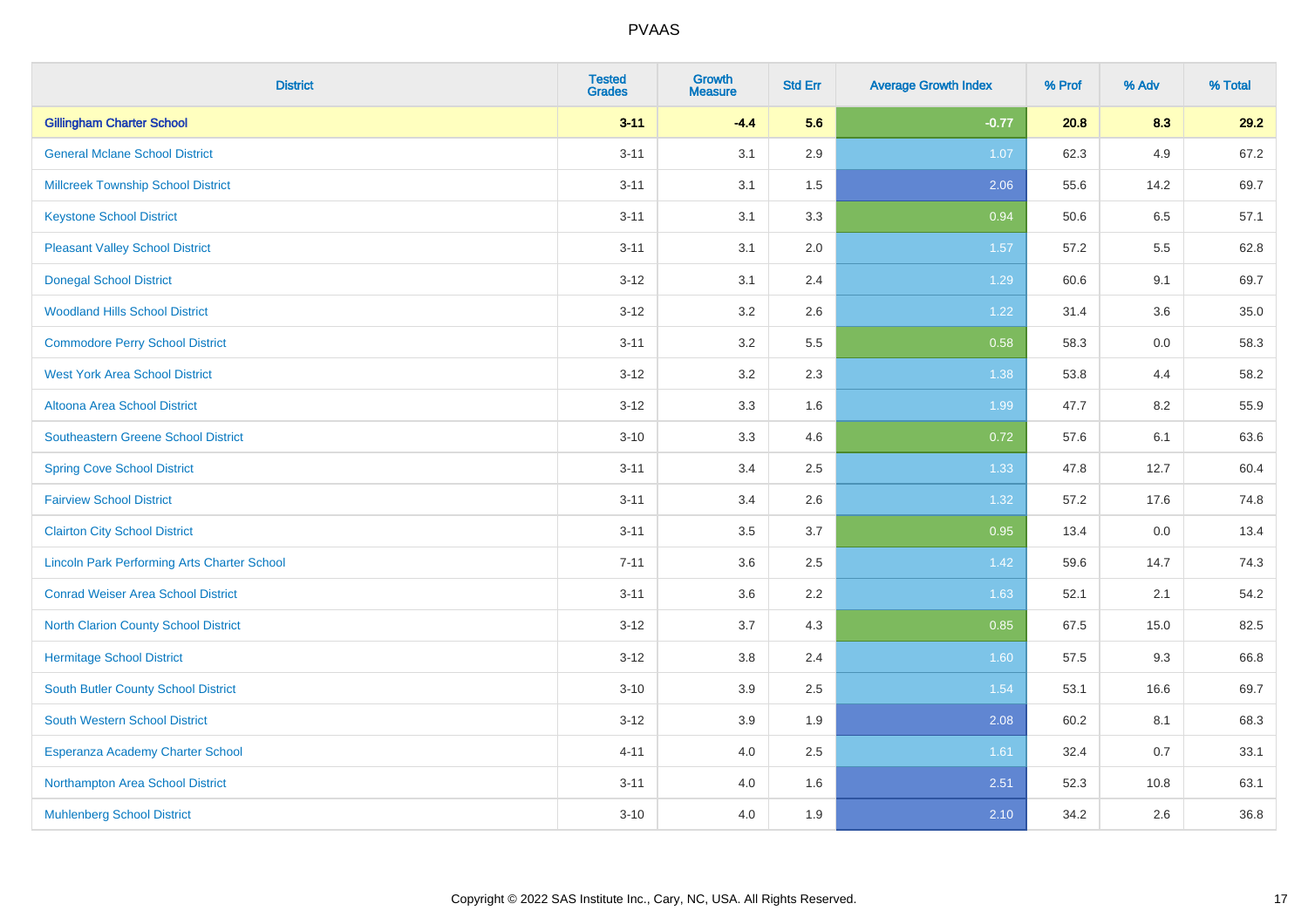| District | Tested Grades | Growth Measure | Std Err | Average Growth Index | % Prof | % Adv | % Total |
|---|---|---|---|---|---|---|---|
| **Gillingham Charter School** | **3-11** | **-4.4** | **5.6** | **-0.77** | **20.8** | **8.3** | **29.2** |
| General Mclane School District | 3-11 | 3.1 | 2.9 | 1.07 | 62.3 | 4.9 | 67.2 |
| Millcreek Township School District | 3-11 | 3.1 | 1.5 | 2.06 | 55.6 | 14.2 | 69.7 |
| Keystone School District | 3-11 | 3.1 | 3.3 | 0.94 | 50.6 | 6.5 | 57.1 |
| Pleasant Valley School District | 3-11 | 3.1 | 2.0 | 1.57 | 57.2 | 5.5 | 62.8 |
| Donegal School District | 3-12 | 3.1 | 2.4 | 1.29 | 60.6 | 9.1 | 69.7 |
| Woodland Hills School District | 3-12 | 3.2 | 2.6 | 1.22 | 31.4 | 3.6 | 35.0 |
| Commodore Perry School District | 3-11 | 3.2 | 5.5 | 0.58 | 58.3 | 0.0 | 58.3 |
| West York Area School District | 3-12 | 3.2 | 2.3 | 1.38 | 53.8 | 4.4 | 58.2 |
| Altoona Area School District | 3-12 | 3.3 | 1.6 | 1.99 | 47.7 | 8.2 | 55.9 |
| Southeastern Greene School District | 3-10 | 3.3 | 4.6 | 0.72 | 57.6 | 6.1 | 63.6 |
| Spring Cove School District | 3-11 | 3.4 | 2.5 | 1.33 | 47.8 | 12.7 | 60.4 |
| Fairview School District | 3-11 | 3.4 | 2.6 | 1.32 | 57.2 | 17.6 | 74.8 |
| Clairton City School District | 3-11 | 3.5 | 3.7 | 0.95 | 13.4 | 0.0 | 13.4 |
| Lincoln Park Performing Arts Charter School | 7-11 | 3.6 | 2.5 | 1.42 | 59.6 | 14.7 | 74.3 |
| Conrad Weiser Area School District | 3-11 | 3.6 | 2.2 | 1.63 | 52.1 | 2.1 | 54.2 |
| North Clarion County School District | 3-12 | 3.7 | 4.3 | 0.85 | 67.5 | 15.0 | 82.5 |
| Hermitage School District | 3-12 | 3.8 | 2.4 | 1.60 | 57.5 | 9.3 | 66.8 |
| South Butler County School District | 3-10 | 3.9 | 2.5 | 1.54 | 53.1 | 16.6 | 69.7 |
| South Western School District | 3-12 | 3.9 | 1.9 | 2.08 | 60.2 | 8.1 | 68.3 |
| Esperanza Academy Charter School | 4-11 | 4.0 | 2.5 | 1.61 | 32.4 | 0.7 | 33.1 |
| Northampton Area School District | 3-11 | 4.0 | 1.6 | 2.51 | 52.3 | 10.8 | 63.1 |
| Muhlenberg School District | 3-10 | 4.0 | 1.9 | 2.10 | 34.2 | 2.6 | 36.8 |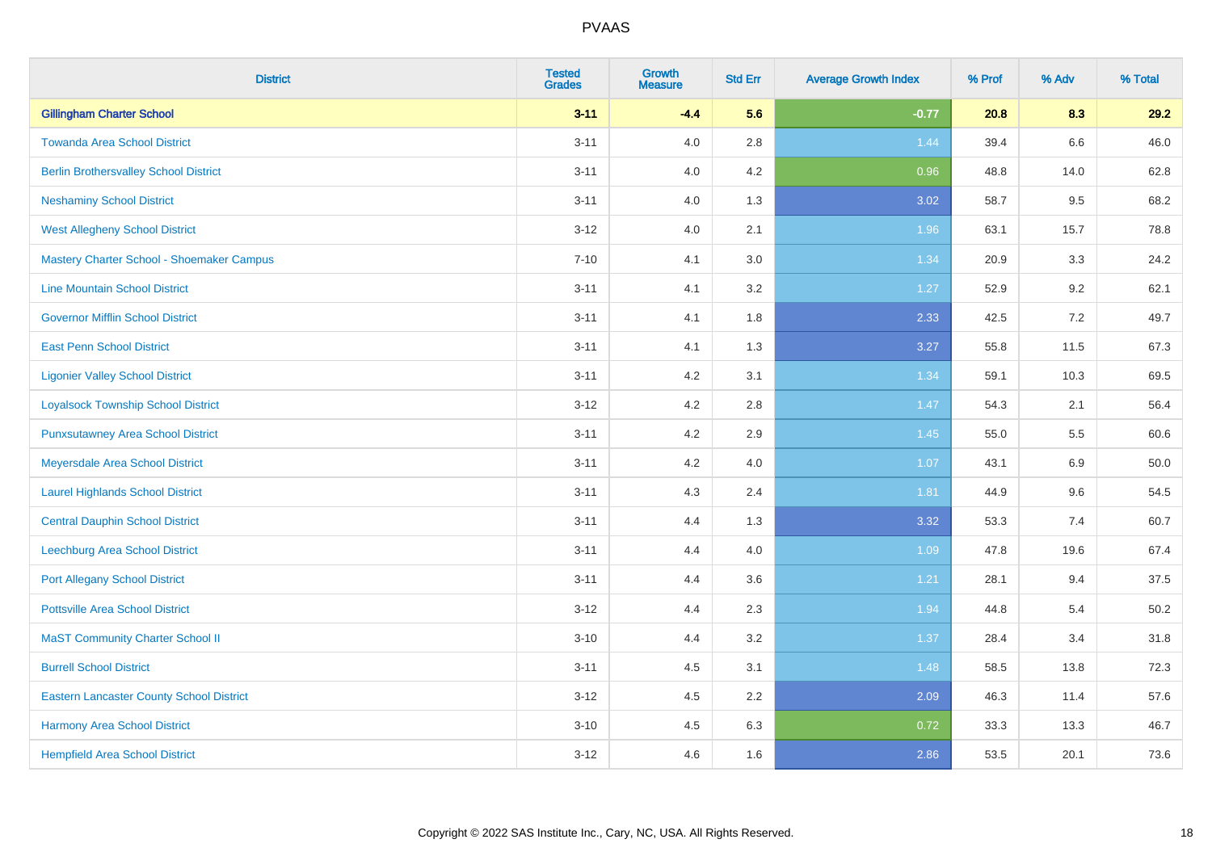# PVAAS

| District | Tested Grades | Growth Measure | Std Err | Average Growth Index | % Prof | % Adv | % Total |
|---|---|---|---|---|---|---|---|
| **Gillingham Charter School** | **3-11** | **-4.4** | **5.6** | **-0.77** | **20.8** | **8.3** | **29.2** |
| Towanda Area School District | 3-11 | 4.0 | 2.8 | 1.44 | 39.4 | 6.6 | 46.0 |
| Berlin Brothersvalley School District | 3-11 | 4.0 | 4.2 | 0.96 | 48.8 | 14.0 | 62.8 |
| Neshaminy School District | 3-11 | 4.0 | 1.3 | 3.02 | 58.7 | 9.5 | 68.2 |
| West Allegheny School District | 3-12 | 4.0 | 2.1 | 1.96 | 63.1 | 15.7 | 78.8 |
| Mastery Charter School - Shoemaker Campus | 7-10 | 4.1 | 3.0 | 1.34 | 20.9 | 3.3 | 24.2 |
| Line Mountain School District | 3-11 | 4.1 | 3.2 | 1.27 | 52.9 | 9.2 | 62.1 |
| Governor Mifflin School District | 3-11 | 4.1 | 1.8 | 2.33 | 42.5 | 7.2 | 49.7 |
| East Penn School District | 3-11 | 4.1 | 1.3 | 3.27 | 55.8 | 11.5 | 67.3 |
| Ligonier Valley School District | 3-11 | 4.2 | 3.1 | 1.34 | 59.1 | 10.3 | 69.5 |
| Loyalsock Township School District | 3-12 | 4.2 | 2.8 | 1.47 | 54.3 | 2.1 | 56.4 |
| Punxsutawney Area School District | 3-11 | 4.2 | 2.9 | 1.45 | 55.0 | 5.5 | 60.6 |
| Meyersdale Area School District | 3-11 | 4.2 | 4.0 | 1.07 | 43.1 | 6.9 | 50.0 |
| Laurel Highlands School District | 3-11 | 4.3 | 2.4 | 1.81 | 44.9 | 9.6 | 54.5 |
| Central Dauphin School District | 3-11 | 4.4 | 1.3 | 3.32 | 53.3 | 7.4 | 60.7 |
| Leechburg Area School District | 3-11 | 4.4 | 4.0 | 1.09 | 47.8 | 19.6 | 67.4 |
| Port Allegany School District | 3-11 | 4.4 | 3.6 | 1.21 | 28.1 | 9.4 | 37.5 |
| Pottsville Area School District | 3-12 | 4.4 | 2.3 | 1.94 | 44.8 | 5.4 | 50.2 |
| MaST Community Charter School II | 3-10 | 4.4 | 3.2 | 1.37 | 28.4 | 3.4 | 31.8 |
| Burrell School District | 3-11 | 4.5 | 3.1 | 1.48 | 58.5 | 13.8 | 72.3 |
| Eastern Lancaster County School District | 3-12 | 4.5 | 2.2 | 2.09 | 46.3 | 11.4 | 57.6 |
| Harmony Area School District | 3-10 | 4.5 | 6.3 | 0.72 | 33.3 | 13.3 | 46.7 |
| Hempfield Area School District | 3-12 | 4.6 | 1.6 | 2.86 | 53.5 | 20.1 | 73.6 |

Copyright © 2022 SAS Institute Inc., Cary, NC, USA. All Rights Reserved.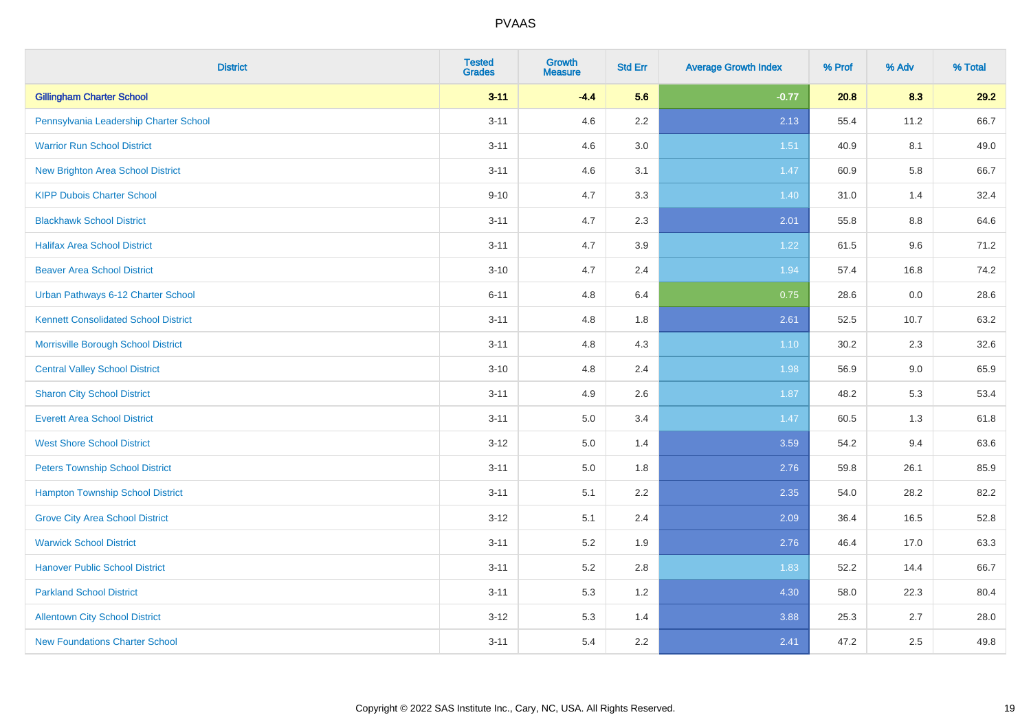# PVAAS

| District | Tested Grades | Growth Measure | Std Err | Average Growth Index | % Prof | % Adv | % Total |
|---|---|---|---|---|---|---|---|
| **Gillingham Charter School** | **3-11** | **-4.4** | **5.6** | **-0.77** | **20.8** | **8.3** | **29.2** |
| Pennsylvania Leadership Charter School | 3-11 | 4.6 | 2.2 | 2.13 | 55.4 | 11.2 | 66.7 |
| Warrior Run School District | 3-11 | 4.6 | 3.0 | 1.51 | 40.9 | 8.1 | 49.0 |
| New Brighton Area School District | 3-11 | 4.6 | 3.1 | 1.47 | 60.9 | 5.8 | 66.7 |
| KIPP Dubois Charter School | 9-10 | 4.7 | 3.3 | 1.40 | 31.0 | 1.4 | 32.4 |
| Blackhawk School District | 3-11 | 4.7 | 2.3 | 2.01 | 55.8 | 8.8 | 64.6 |
| Halifax Area School District | 3-11 | 4.7 | 3.9 | 1.22 | 61.5 | 9.6 | 71.2 |
| Beaver Area School District | 3-10 | 4.7 | 2.4 | 1.94 | 57.4 | 16.8 | 74.2 |
| Urban Pathways 6-12 Charter School | 6-11 | 4.8 | 6.4 | 0.75 | 28.6 | 0.0 | 28.6 |
| Kennett Consolidated School District | 3-11 | 4.8 | 1.8 | 2.61 | 52.5 | 10.7 | 63.2 |
| Morrisville Borough School District | 3-11 | 4.8 | 4.3 | 1.10 | 30.2 | 2.3 | 32.6 |
| Central Valley School District | 3-10 | 4.8 | 2.4 | 1.98 | 56.9 | 9.0 | 65.9 |
| Sharon City School District | 3-11 | 4.9 | 2.6 | 1.87 | 48.2 | 5.3 | 53.4 |
| Everett Area School District | 3-11 | 5.0 | 3.4 | 1.47 | 60.5 | 1.3 | 61.8 |
| West Shore School District | 3-12 | 5.0 | 1.4 | 3.59 | 54.2 | 9.4 | 63.6 |
| Peters Township School District | 3-11 | 5.0 | 1.8 | 2.76 | 59.8 | 26.1 | 85.9 |
| Hampton Township School District | 3-11 | 5.1 | 2.2 | 2.35 | 54.0 | 28.2 | 82.2 |
| Grove City Area School District | 3-12 | 5.1 | 2.4 | 2.09 | 36.4 | 16.5 | 52.8 |
| Warwick School District | 3-11 | 5.2 | 1.9 | 2.76 | 46.4 | 17.0 | 63.3 |
| Hanover Public School District | 3-11 | 5.2 | 2.8 | 1.83 | 52.2 | 14.4 | 66.7 |
| Parkland School District | 3-11 | 5.3 | 1.2 | 4.30 | 58.0 | 22.3 | 80.4 |
| Allentown City School District | 3-12 | 5.3 | 1.4 | 3.88 | 25.3 | 2.7 | 28.0 |
| New Foundations Charter School | 3-11 | 5.4 | 2.2 | 2.41 | 47.2 | 2.5 | 49.8 |

Copyright © 2022 SAS Institute Inc., Cary, NC, USA. All Rights Reserved.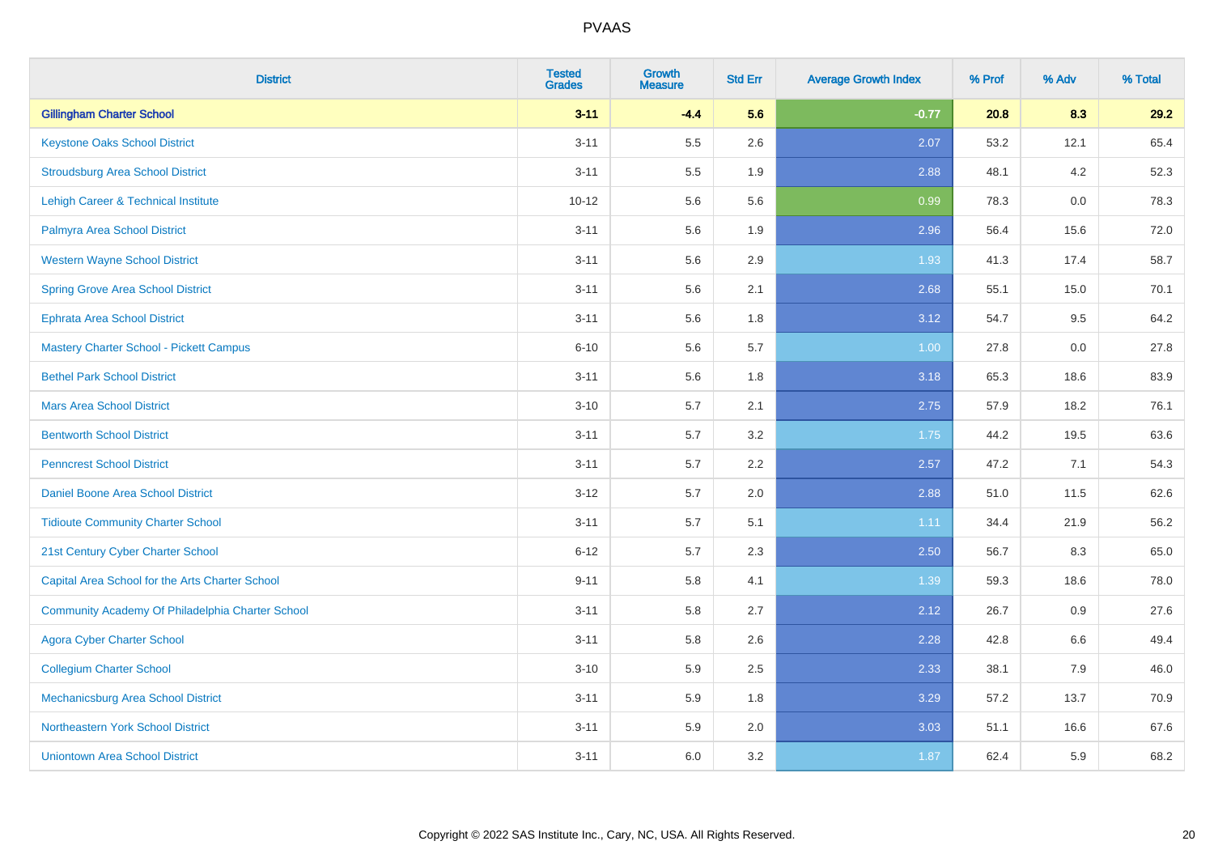| District | Tested Grades | Growth Measure | Std Err | Average Growth Index | % Prof | % Adv | % Total |
|---|---|---|---|---|---|---|---|
| **Gillingham Charter School** | **3-11** | **-4.4** | **5.6** | **-0.77** | **20.8** | **8.3** | **29.2** |
| Keystone Oaks School District | 3-11 | 5.5 | 2.6 | 2.07 | 53.2 | 12.1 | 65.4 |
| Stroudsburg Area School District | 3-11 | 5.5 | 1.9 | 2.88 | 48.1 | 4.2 | 52.3 |
| Lehigh Career & Technical Institute | 10-12 | 5.6 | 5.6 | 0.99 | 78.3 | 0.0 | 78.3 |
| Palmyra Area School District | 3-11 | 5.6 | 1.9 | 2.96 | 56.4 | 15.6 | 72.0 |
| Western Wayne School District | 3-11 | 5.6 | 2.9 | 1.93 | 41.3 | 17.4 | 58.7 |
| Spring Grove Area School District | 3-11 | 5.6 | 2.1 | 2.68 | 55.1 | 15.0 | 70.1 |
| Ephrata Area School District | 3-11 | 5.6 | 1.8 | 3.12 | 54.7 | 9.5 | 64.2 |
| Mastery Charter School - Pickett Campus | 6-10 | 5.6 | 5.7 | 1.00 | 27.8 | 0.0 | 27.8 |
| Bethel Park School District | 3-11 | 5.6 | 1.8 | 3.18 | 65.3 | 18.6 | 83.9 |
| Mars Area School District | 3-10 | 5.7 | 2.1 | 2.75 | 57.9 | 18.2 | 76.1 |
| Bentworth School District | 3-11 | 5.7 | 3.2 | 1.75 | 44.2 | 19.5 | 63.6 |
| Penncrest School District | 3-11 | 5.7 | 2.2 | 2.57 | 47.2 | 7.1 | 54.3 |
| Daniel Boone Area School District | 3-12 | 5.7 | 2.0 | 2.88 | 51.0 | 11.5 | 62.6 |
| Tidioute Community Charter School | 3-11 | 5.7 | 5.1 | 1.11 | 34.4 | 21.9 | 56.2 |
| 21st Century Cyber Charter School | 6-12 | 5.7 | 2.3 | 2.50 | 56.7 | 8.3 | 65.0 |
| Capital Area School for the Arts Charter School | 9-11 | 5.8 | 4.1 | 1.39 | 59.3 | 18.6 | 78.0 |
| Community Academy Of Philadelphia Charter School | 3-11 | 5.8 | 2.7 | 2.12 | 26.7 | 0.9 | 27.6 |
| Agora Cyber Charter School | 3-11 | 5.8 | 2.6 | 2.28 | 42.8 | 6.6 | 49.4 |
| Collegium Charter School | 3-10 | 5.9 | 2.5 | 2.33 | 38.1 | 7.9 | 46.0 |
| Mechanicsburg Area School District | 3-11 | 5.9 | 1.8 | 3.29 | 57.2 | 13.7 | 70.9 |
| Northeastern York School District | 3-11 | 5.9 | 2.0 | 3.03 | 51.1 | 16.6 | 67.6 |
| Uniontown Area School District | 3-11 | 6.0 | 3.2 | 1.87 | 62.4 | 5.9 | 68.2 |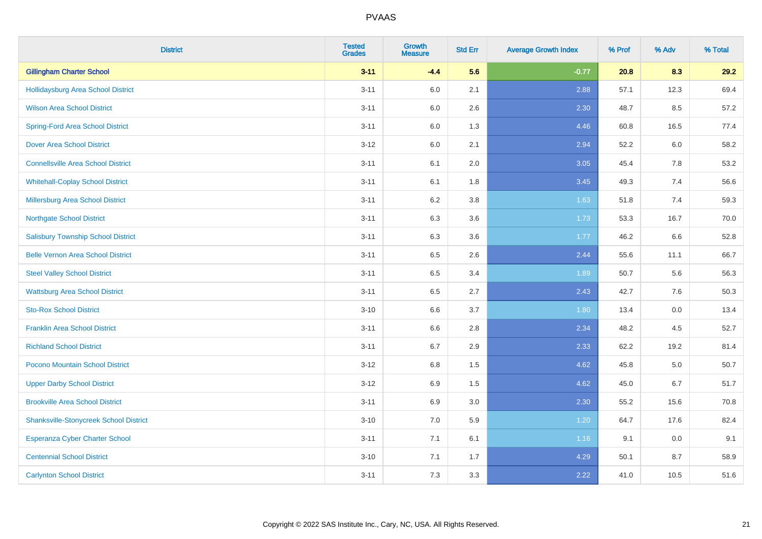# PVAAS

| District | Tested Grades | Growth Measure | Std Err | Average Growth Index | % Prof | % Adv | % Total |
|---|---|---|---|---|---|---|---|
| **Gillingham Charter School** | **3-11** | **-4.4** | **5.6** | **-0.77** | **20.8** | **8.3** | **29.2** |
| Hollidaysburg Area School District | 3-11 | 6.0 | 2.1 | 2.88 | 57.1 | 12.3 | 69.4 |
| Wilson Area School District | 3-11 | 6.0 | 2.6 | 2.30 | 48.7 | 8.5 | 57.2 |
| Spring-Ford Area School District | 3-11 | 6.0 | 1.3 | 4.46 | 60.8 | 16.5 | 77.4 |
| Dover Area School District | 3-12 | 6.0 | 2.1 | 2.94 | 52.2 | 6.0 | 58.2 |
| Connellsville Area School District | 3-11 | 6.1 | 2.0 | 3.05 | 45.4 | 7.8 | 53.2 |
| Whitehall-Coplay School District | 3-11 | 6.1 | 1.8 | 3.45 | 49.3 | 7.4 | 56.6 |
| Millersburg Area School District | 3-11 | 6.2 | 3.8 | 1.63 | 51.8 | 7.4 | 59.3 |
| Northgate School District | 3-11 | 6.3 | 3.6 | 1.73 | 53.3 | 16.7 | 70.0 |
| Salisbury Township School District | 3-11 | 6.3 | 3.6 | 1.77 | 46.2 | 6.6 | 52.8 |
| Belle Vernon Area School District | 3-11 | 6.5 | 2.6 | 2.44 | 55.6 | 11.1 | 66.7 |
| Steel Valley School District | 3-11 | 6.5 | 3.4 | 1.89 | 50.7 | 5.6 | 56.3 |
| Wattsburg Area School District | 3-11 | 6.5 | 2.7 | 2.43 | 42.7 | 7.6 | 50.3 |
| Sto-Rox School District | 3-10 | 6.6 | 3.7 | 1.80 | 13.4 | 0.0 | 13.4 |
| Franklin Area School District | 3-11 | 6.6 | 2.8 | 2.34 | 48.2 | 4.5 | 52.7 |
| Richland School District | 3-11 | 6.7 | 2.9 | 2.33 | 62.2 | 19.2 | 81.4 |
| Pocono Mountain School District | 3-12 | 6.8 | 1.5 | 4.62 | 45.8 | 5.0 | 50.7 |
| Upper Darby School District | 3-12 | 6.9 | 1.5 | 4.62 | 45.0 | 6.7 | 51.7 |
| Brookville Area School District | 3-11 | 6.9 | 3.0 | 2.30 | 55.2 | 15.6 | 70.8 |
| Shanksville-Stonycreek School District | 3-10 | 7.0 | 5.9 | 1.20 | 64.7 | 17.6 | 82.4 |
| Esperanza Cyber Charter School | 3-11 | 7.1 | 6.1 | 1.16 | 9.1 | 0.0 | 9.1 |
| Centennial School District | 3-10 | 7.1 | 1.7 | 4.29 | 50.1 | 8.7 | 58.9 |
| Carlynton School District | 3-11 | 7.3 | 3.3 | 2.22 | 41.0 | 10.5 | 51.6 |

Copyright © 2022 SAS Institute Inc., Cary, NC, USA. All Rights Reserved.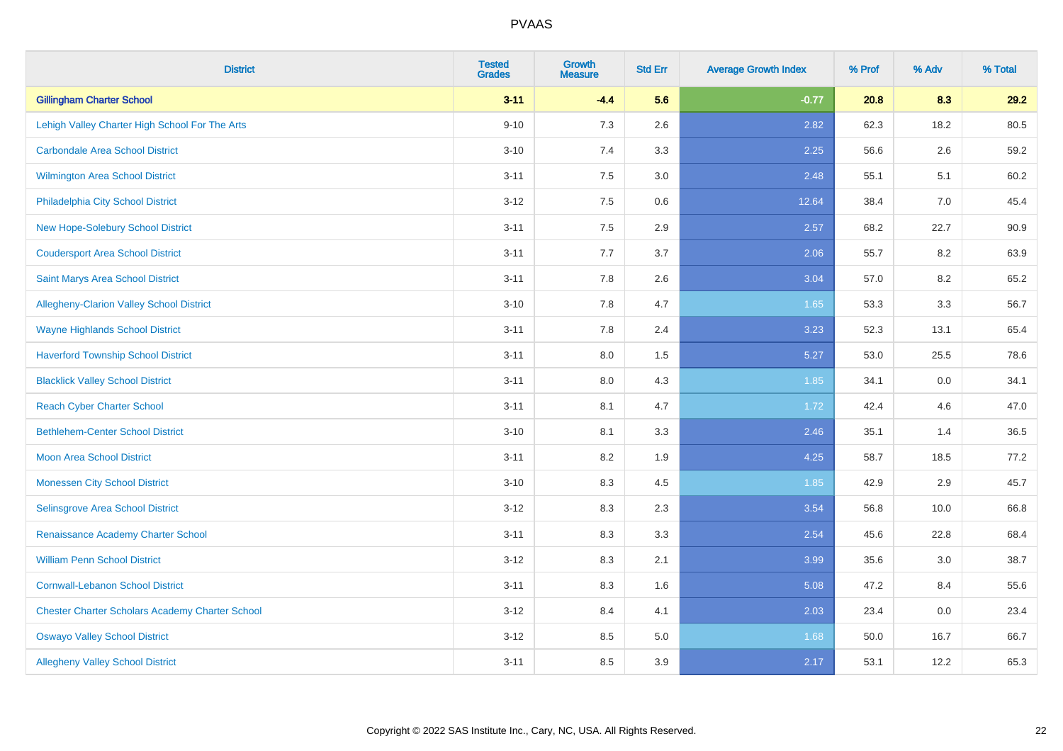| District | Tested Grades | Growth Measure | Std Err | Average Growth Index | % Prof | % Adv | % Total |
|---|---|---|---|---|---|---|---|
| **Gillingham Charter School** | **3-11** | **-4.4** | **5.6** | **-0.77** | **20.8** | **8.3** | **29.2** |
| Lehigh Valley Charter High School For The Arts | 9-10 | 7.3 | 2.6 | 2.82 | 62.3 | 18.2 | 80.5 |
| Carbondale Area School District | 3-10 | 7.4 | 3.3 | 2.25 | 56.6 | 2.6 | 59.2 |
| Wilmington Area School District | 3-11 | 7.5 | 3.0 | 2.48 | 55.1 | 5.1 | 60.2 |
| Philadelphia City School District | 3-12 | 7.5 | 0.6 | 12.64 | 38.4 | 7.0 | 45.4 |
| New Hope-Solebury School District | 3-11 | 7.5 | 2.9 | 2.57 | 68.2 | 22.7 | 90.9 |
| Coudersport Area School District | 3-11 | 7.7 | 3.7 | 2.06 | 55.7 | 8.2 | 63.9 |
| Saint Marys Area School District | 3-11 | 7.8 | 2.6 | 3.04 | 57.0 | 8.2 | 65.2 |
| Allegheny-Clarion Valley School District | 3-10 | 7.8 | 4.7 | 1.65 | 53.3 | 3.3 | 56.7 |
| Wayne Highlands School District | 3-11 | 7.8 | 2.4 | 3.23 | 52.3 | 13.1 | 65.4 |
| Haverford Township School District | 3-11 | 8.0 | 1.5 | 5.27 | 53.0 | 25.5 | 78.6 |
| Blacklick Valley School District | 3-11 | 8.0 | 4.3 | 1.85 | 34.1 | 0.0 | 34.1 |
| Reach Cyber Charter School | 3-11 | 8.1 | 4.7 | 1.72 | 42.4 | 4.6 | 47.0 |
| Bethlehem-Center School District | 3-10 | 8.1 | 3.3 | 2.46 | 35.1 | 1.4 | 36.5 |
| Moon Area School District | 3-11 | 8.2 | 1.9 | 4.25 | 58.7 | 18.5 | 77.2 |
| Monessen City School District | 3-10 | 8.3 | 4.5 | 1.85 | 42.9 | 2.9 | 45.7 |
| Selinsgrove Area School District | 3-12 | 8.3 | 2.3 | 3.54 | 56.8 | 10.0 | 66.8 |
| Renaissance Academy Charter School | 3-11 | 8.3 | 3.3 | 2.54 | 45.6 | 22.8 | 68.4 |
| William Penn School District | 3-12 | 8.3 | 2.1 | 3.99 | 35.6 | 3.0 | 38.7 |
| Cornwall-Lebanon School District | 3-11 | 8.3 | 1.6 | 5.08 | 47.2 | 8.4 | 55.6 |
| Chester Charter Scholars Academy Charter School | 3-12 | 8.4 | 4.1 | 2.03 | 23.4 | 0.0 | 23.4 |
| Oswayo Valley School District | 3-12 | 8.5 | 5.0 | 1.68 | 50.0 | 16.7 | 66.7 |
| Allegheny Valley School District | 3-11 | 8.5 | 3.9 | 2.17 | 53.1 | 12.2 | 65.3 |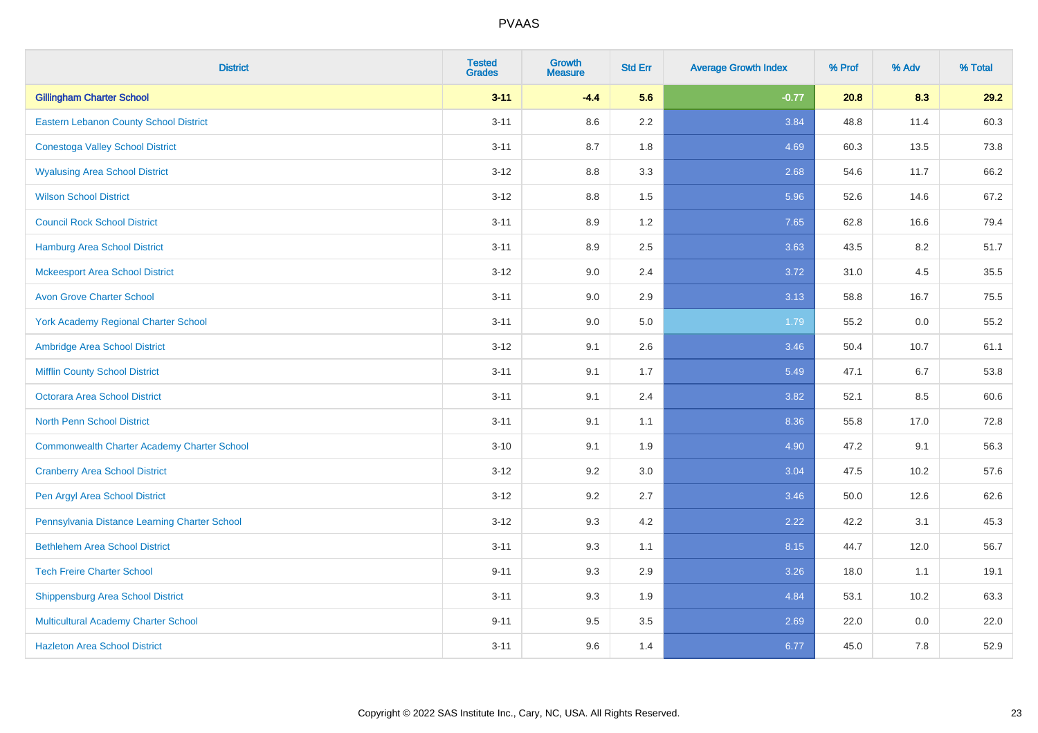| District | Tested Grades | Growth Measure | Std Err | Average Growth Index | % Prof | % Adv | % Total |
|---|---|---|---|---|---|---|---|
| **Gillingham Charter School** | **3-11** | **-4.4** | **5.6** | **-0.77** | **20.8** | **8.3** | **29.2** |
| Eastern Lebanon County School District | 3-11 | 8.6 | 2.2 | 3.84 | 48.8 | 11.4 | 60.3 |
| Conestoga Valley School District | 3-11 | 8.7 | 1.8 | 4.69 | 60.3 | 13.5 | 73.8 |
| Wyalusing Area School District | 3-12 | 8.8 | 3.3 | 2.68 | 54.6 | 11.7 | 66.2 |
| Wilson School District | 3-12 | 8.8 | 1.5 | 5.96 | 52.6 | 14.6 | 67.2 |
| Council Rock School District | 3-11 | 8.9 | 1.2 | 7.65 | 62.8 | 16.6 | 79.4 |
| Hamburg Area School District | 3-11 | 8.9 | 2.5 | 3.63 | 43.5 | 8.2 | 51.7 |
| Mckeesport Area School District | 3-12 | 9.0 | 2.4 | 3.72 | 31.0 | 4.5 | 35.5 |
| Avon Grove Charter School | 3-11 | 9.0 | 2.9 | 3.13 | 58.8 | 16.7 | 75.5 |
| York Academy Regional Charter School | 3-11 | 9.0 | 5.0 | 1.79 | 55.2 | 0.0 | 55.2 |
| Ambridge Area School District | 3-12 | 9.1 | 2.6 | 3.46 | 50.4 | 10.7 | 61.1 |
| Mifflin County School District | 3-11 | 9.1 | 1.7 | 5.49 | 47.1 | 6.7 | 53.8 |
| Octorara Area School District | 3-11 | 9.1 | 2.4 | 3.82 | 52.1 | 8.5 | 60.6 |
| North Penn School District | 3-11 | 9.1 | 1.1 | 8.36 | 55.8 | 17.0 | 72.8 |
| Commonwealth Charter Academy Charter School | 3-10 | 9.1 | 1.9 | 4.90 | 47.2 | 9.1 | 56.3 |
| Cranberry Area School District | 3-12 | 9.2 | 3.0 | 3.04 | 47.5 | 10.2 | 57.6 |
| Pen Argyl Area School District | 3-12 | 9.2 | 2.7 | 3.46 | 50.0 | 12.6 | 62.6 |
| Pennsylvania Distance Learning Charter School | 3-12 | 9.3 | 4.2 | 2.22 | 42.2 | 3.1 | 45.3 |
| Bethlehem Area School District | 3-11 | 9.3 | 1.1 | 8.15 | 44.7 | 12.0 | 56.7 |
| Tech Freire Charter School | 9-11 | 9.3 | 2.9 | 3.26 | 18.0 | 1.1 | 19.1 |
| Shippensburg Area School District | 3-11 | 9.3 | 1.9 | 4.84 | 53.1 | 10.2 | 63.3 |
| Multicultural Academy Charter School | 9-11 | 9.5 | 3.5 | 2.69 | 22.0 | 0.0 | 22.0 |
| Hazleton Area School District | 3-11 | 9.6 | 1.4 | 6.77 | 45.0 | 7.8 | 52.9 |

Copyright © 2022 SAS Institute Inc., Cary, NC, USA. All Rights Reserved.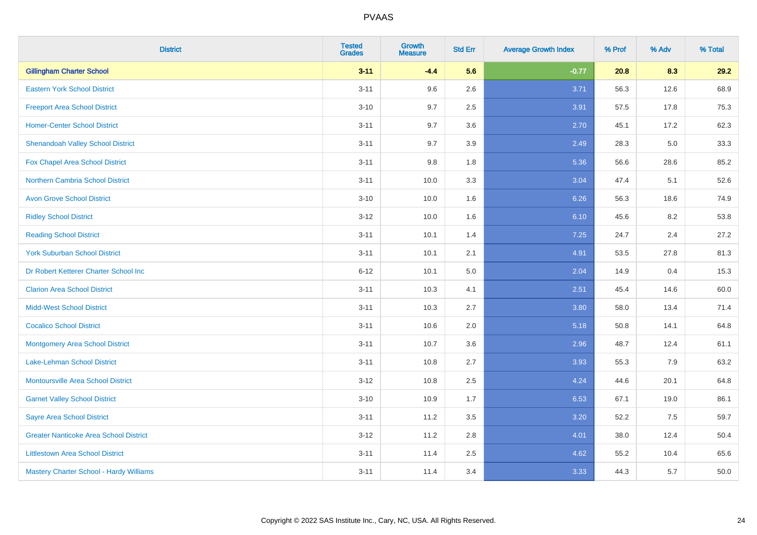# PVAAS

| District | Tested Grades | Growth Measure | Std Err | Average Growth Index | % Prof | % Adv | % Total |
|---|---|---|---|---|---|---|---|
| **Gillingham Charter School** | **3-11** | **-4.4** | **5.6** | **-0.77** | **20.8** | **8.3** | **29.2** |
| Eastern York School District | 3-11 | 9.6 | 2.6 | 3.71 | 56.3 | 12.6 | 68.9 |
| Freeport Area School District | 3-10 | 9.7 | 2.5 | 3.91 | 57.5 | 17.8 | 75.3 |
| Homer-Center School District | 3-11 | 9.7 | 3.6 | 2.70 | 45.1 | 17.2 | 62.3 |
| Shenandoah Valley School District | 3-11 | 9.7 | 3.9 | 2.49 | 28.3 | 5.0 | 33.3 |
| Fox Chapel Area School District | 3-11 | 9.8 | 1.8 | 5.36 | 56.6 | 28.6 | 85.2 |
| Northern Cambria School District | 3-11 | 10.0 | 3.3 | 3.04 | 47.4 | 5.1 | 52.6 |
| Avon Grove School District | 3-10 | 10.0 | 1.6 | 6.26 | 56.3 | 18.6 | 74.9 |
| Ridley School District | 3-12 | 10.0 | 1.6 | 6.10 | 45.6 | 8.2 | 53.8 |
| Reading School District | 3-11 | 10.1 | 1.4 | 7.25 | 24.7 | 2.4 | 27.2 |
| York Suburban School District | 3-11 | 10.1 | 2.1 | 4.91 | 53.5 | 27.8 | 81.3 |
| Dr Robert Ketterer Charter School Inc | 6-12 | 10.1 | 5.0 | 2.04 | 14.9 | 0.4 | 15.3 |
| Clarion Area School District | 3-11 | 10.3 | 4.1 | 2.51 | 45.4 | 14.6 | 60.0 |
| Midd-West School District | 3-11 | 10.3 | 2.7 | 3.80 | 58.0 | 13.4 | 71.4 |
| Cocalico School District | 3-11 | 10.6 | 2.0 | 5.18 | 50.8 | 14.1 | 64.8 |
| Montgomery Area School District | 3-11 | 10.7 | 3.6 | 2.96 | 48.7 | 12.4 | 61.1 |
| Lake-Lehman School District | 3-11 | 10.8 | 2.7 | 3.93 | 55.3 | 7.9 | 63.2 |
| Montoursville Area School District | 3-12 | 10.8 | 2.5 | 4.24 | 44.6 | 20.1 | 64.8 |
| Garnet Valley School District | 3-10 | 10.9 | 1.7 | 6.53 | 67.1 | 19.0 | 86.1 |
| Sayre Area School District | 3-11 | 11.2 | 3.5 | 3.20 | 52.2 | 7.5 | 59.7 |
| Greater Nanticoke Area School District | 3-12 | 11.2 | 2.8 | 4.01 | 38.0 | 12.4 | 50.4 |
| Littlestown Area School District | 3-11 | 11.4 | 2.5 | 4.62 | 55.2 | 10.4 | 65.6 |
| Mastery Charter School - Hardy Williams | 3-11 | 11.4 | 3.4 | 3.33 | 44.3 | 5.7 | 50.0 |

Copyright © 2022 SAS Institute Inc., Cary, NC, USA. All Rights Reserved.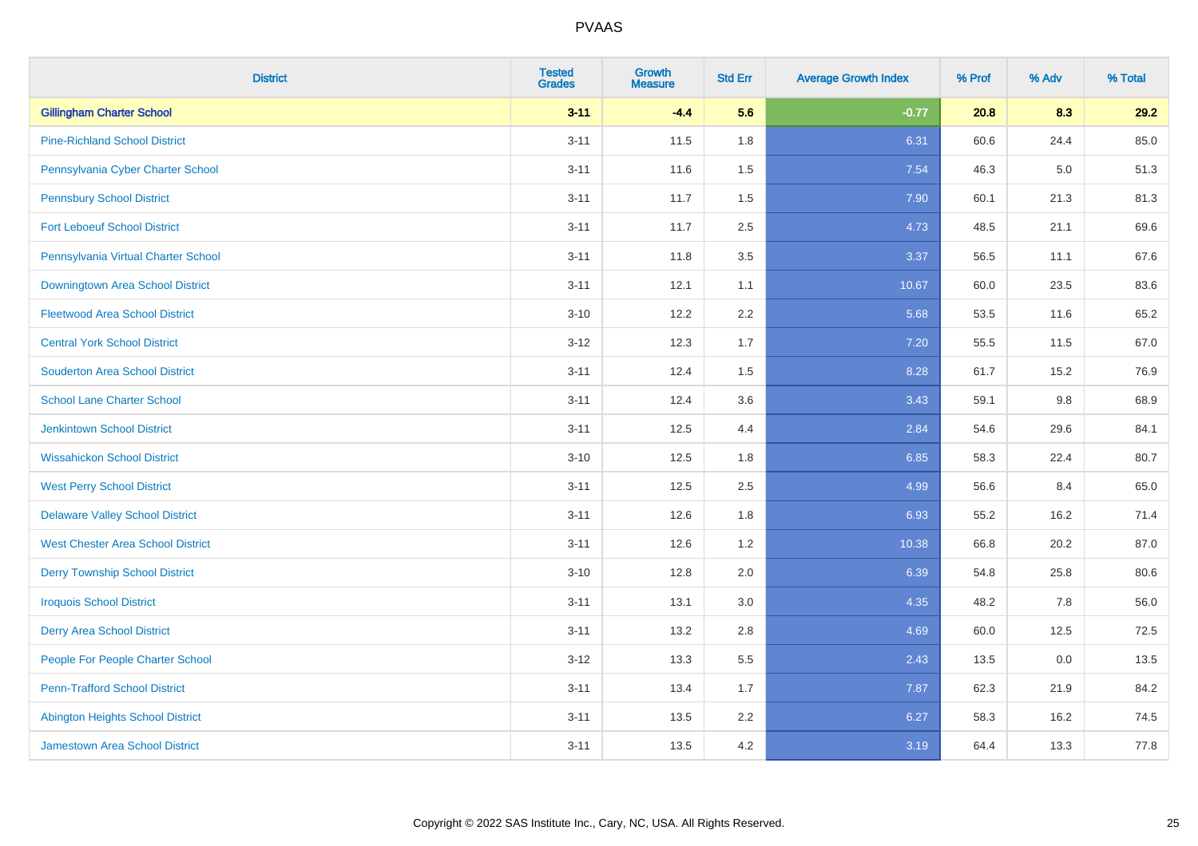| District | Tested Grades | Growth Measure | Std Err | Average Growth Index | % Prof | % Adv | % Total |
|---|---|---|---|---|---|---|---|
| **Gillingham Charter School** | **3-11** | **-4.4** | **5.6** | **-0.77** | **20.8** | **8.3** | **29.2** |
| Pine-Richland School District | 3-11 | 11.5 | 1.8 | 6.31 | 60.6 | 24.4 | 85.0 |
| Pennsylvania Cyber Charter School | 3-11 | 11.6 | 1.5 | 7.54 | 46.3 | 5.0 | 51.3 |
| Pennsbury School District | 3-11 | 11.7 | 1.5 | 7.90 | 60.1 | 21.3 | 81.3 |
| Fort Leboeuf School District | 3-11 | 11.7 | 2.5 | 4.73 | 48.5 | 21.1 | 69.6 |
| Pennsylvania Virtual Charter School | 3-11 | 11.8 | 3.5 | 3.37 | 56.5 | 11.1 | 67.6 |
| Downingtown Area School District | 3-11 | 12.1 | 1.1 | 10.67 | 60.0 | 23.5 | 83.6 |
| Fleetwood Area School District | 3-10 | 12.2 | 2.2 | 5.68 | 53.5 | 11.6 | 65.2 |
| Central York School District | 3-12 | 12.3 | 1.7 | 7.20 | 55.5 | 11.5 | 67.0 |
| Souderton Area School District | 3-11 | 12.4 | 1.5 | 8.28 | 61.7 | 15.2 | 76.9 |
| School Lane Charter School | 3-11 | 12.4 | 3.6 | 3.43 | 59.1 | 9.8 | 68.9 |
| Jenkintown School District | 3-11 | 12.5 | 4.4 | 2.84 | 54.6 | 29.6 | 84.1 |
| Wissahickon School District | 3-10 | 12.5 | 1.8 | 6.85 | 58.3 | 22.4 | 80.7 |
| West Perry School District | 3-11 | 12.5 | 2.5 | 4.99 | 56.6 | 8.4 | 65.0 |
| Delaware Valley School District | 3-11 | 12.6 | 1.8 | 6.93 | 55.2 | 16.2 | 71.4 |
| West Chester Area School District | 3-11 | 12.6 | 1.2 | 10.38 | 66.8 | 20.2 | 87.0 |
| Derry Township School District | 3-10 | 12.8 | 2.0 | 6.39 | 54.8 | 25.8 | 80.6 |
| Iroquois School District | 3-11 | 13.1 | 3.0 | 4.35 | 48.2 | 7.8 | 56.0 |
| Derry Area School District | 3-11 | 13.2 | 2.8 | 4.69 | 60.0 | 12.5 | 72.5 |
| People For People Charter School | 3-12 | 13.3 | 5.5 | 2.43 | 13.5 | 0.0 | 13.5 |
| Penn-Trafford School District | 3-11 | 13.4 | 1.7 | 7.87 | 62.3 | 21.9 | 84.2 |
| Abington Heights School District | 3-11 | 13.5 | 2.2 | 6.27 | 58.3 | 16.2 | 74.5 |
| Jamestown Area School District | 3-11 | 13.5 | 4.2 | 3.19 | 64.4 | 13.3 | 77.8 |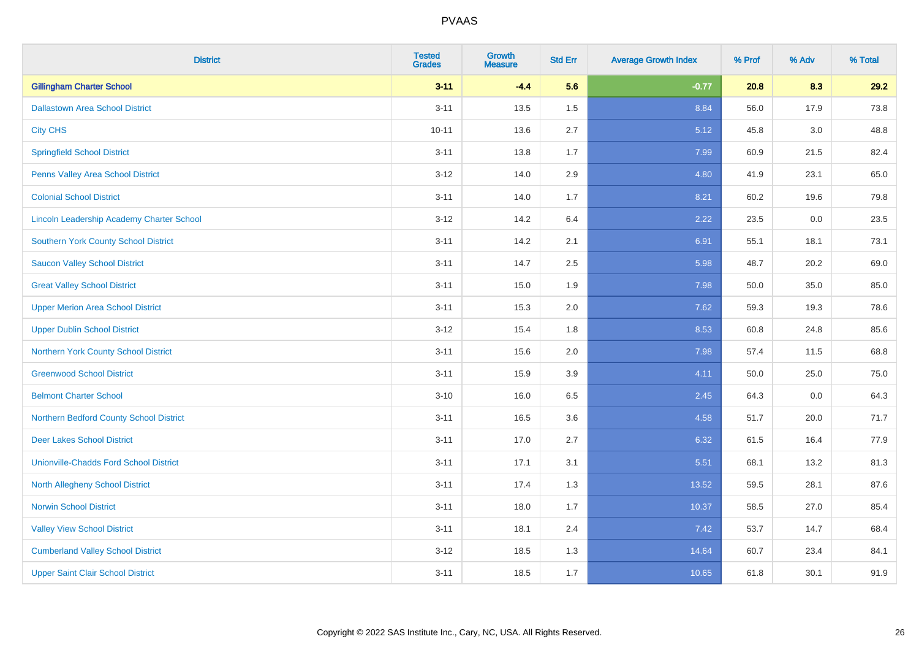| District | Tested Grades | Growth Measure | Std Err | Average Growth Index | % Prof | % Adv | % Total |
|---|---|---|---|---|---|---|---|
| **Gillingham Charter School** | **3-11** | **-4.4** | **5.6** | **-0.77** | **20.8** | **8.3** | **29.2** |
| Dallastown Area School District | 3-11 | 13.5 | 1.5 | 8.84 | 56.0 | 17.9 | 73.8 |
| City CHS | 10-11 | 13.6 | 2.7 | 5.12 | 45.8 | 3.0 | 48.8 |
| Springfield School District | 3-11 | 13.8 | 1.7 | 7.99 | 60.9 | 21.5 | 82.4 |
| Penns Valley Area School District | 3-12 | 14.0 | 2.9 | 4.80 | 41.9 | 23.1 | 65.0 |
| Colonial School District | 3-11 | 14.0 | 1.7 | 8.21 | 60.2 | 19.6 | 79.8 |
| Lincoln Leadership Academy Charter School | 3-12 | 14.2 | 6.4 | 2.22 | 23.5 | 0.0 | 23.5 |
| Southern York County School District | 3-11 | 14.2 | 2.1 | 6.91 | 55.1 | 18.1 | 73.1 |
| Saucon Valley School District | 3-11 | 14.7 | 2.5 | 5.98 | 48.7 | 20.2 | 69.0 |
| Great Valley School District | 3-11 | 15.0 | 1.9 | 7.98 | 50.0 | 35.0 | 85.0 |
| Upper Merion Area School District | 3-11 | 15.3 | 2.0 | 7.62 | 59.3 | 19.3 | 78.6 |
| Upper Dublin School District | 3-12 | 15.4 | 1.8 | 8.53 | 60.8 | 24.8 | 85.6 |
| Northern York County School District | 3-11 | 15.6 | 2.0 | 7.98 | 57.4 | 11.5 | 68.8 |
| Greenwood School District | 3-11 | 15.9 | 3.9 | 4.11 | 50.0 | 25.0 | 75.0 |
| Belmont Charter School | 3-10 | 16.0 | 6.5 | 2.45 | 64.3 | 0.0 | 64.3 |
| Northern Bedford County School District | 3-11 | 16.5 | 3.6 | 4.58 | 51.7 | 20.0 | 71.7 |
| Deer Lakes School District | 3-11 | 17.0 | 2.7 | 6.32 | 61.5 | 16.4 | 77.9 |
| Unionville-Chadds Ford School District | 3-11 | 17.1 | 3.1 | 5.51 | 68.1 | 13.2 | 81.3 |
| North Allegheny School District | 3-11 | 17.4 | 1.3 | 13.52 | 59.5 | 28.1 | 87.6 |
| Norwin School District | 3-11 | 18.0 | 1.7 | 10.37 | 58.5 | 27.0 | 85.4 |
| Valley View School District | 3-11 | 18.1 | 2.4 | 7.42 | 53.7 | 14.7 | 68.4 |
| Cumberland Valley School District | 3-12 | 18.5 | 1.3 | 14.64 | 60.7 | 23.4 | 84.1 |
| Upper Saint Clair School District | 3-11 | 18.5 | 1.7 | 10.65 | 61.8 | 30.1 | 91.9 |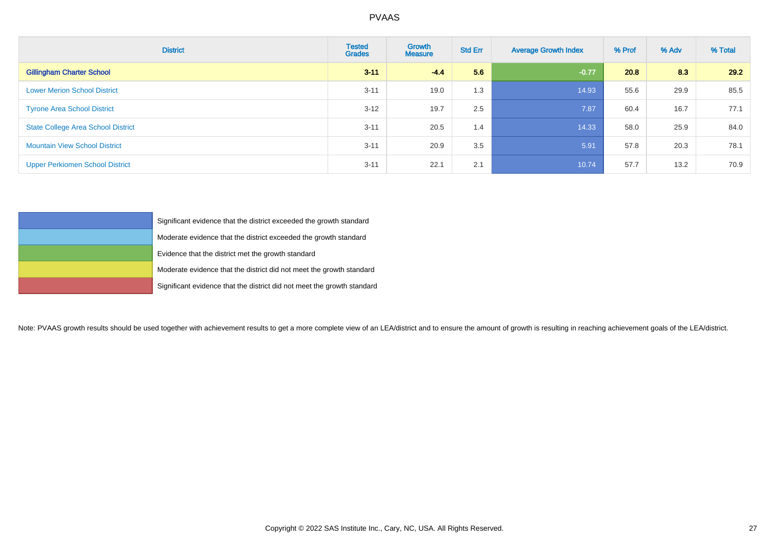PVAAS

| District | Tested Grades | Growth Measure | Std Err | Average Growth Index | % Prof | % Adv | % Total |
|---|---|---|---|---|---|---|---|
| **Gillingham Charter School** | **3-11** | **-4.4** | **5.6** | **-0.77** | **20.8** | **8.3** | **29.2** |
| Lower Merion School District | 3-11 | 19.0 | 1.3 | 14.93 | 55.6 | 29.9 | 85.5 |
| Tyrone Area School District | 3-12 | 19.7 | 2.5 | 7.87 | 60.4 | 16.7 | 77.1 |
| State College Area School District | 3-11 | 20.5 | 1.4 | 14.33 | 58.0 | 25.9 | 84.0 |
| Mountain View School District | 3-11 | 20.9 | 3.5 | 5.91 | 57.8 | 20.3 | 78.1 |
| Upper Perkiomen School District | 3-11 | 22.1 | 2.1 | 10.74 | 57.7 | 13.2 | 70.9 |

Significant evidence that the district exceeded the growth standard

Moderate evidence that the district exceeded the growth standard

Evidence that the district met the growth standard

Moderate evidence that the district did not meet the growth standard

Significant evidence that the district did not meet the growth standard

Note: PVAAS growth results should be used together with achievement results to get a more complete view of an LEA/district and to ensure the amount of growth is resulting in reaching achievement goals of the LEA/district.

Copyright © 2022 SAS Institute Inc., Cary, NC, USA. All Rights Reserved.